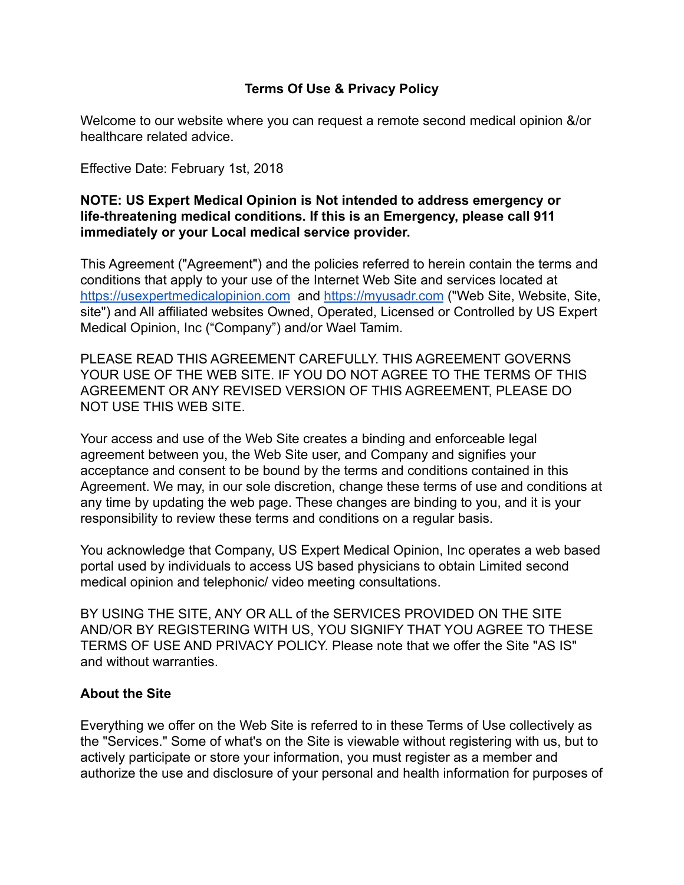# Terms Of Use & Privacy Policy

Welcome to our website where you can request a remote second medical opinion &/or healthcare related advice.

Effective Date: February 1st, 2018

**NOTE: US Expert Medical Opinion is Not intended to address emergency or life-threatening medical conditions. If this is an Emergency, please call 911 immediately or your Local medical service provider.**

This Agreement ("Agreement") and the policies referred to herein contain the terms and conditions that apply to your use of the Internet Web Site and services located at [https://usexpertmedicalopinion.com](https://usexpertmedicalopinion.com) and [https://myusadr.com](https://myusadr.com) ("Web Site, Website, Site, site") and All affiliated websites Owned, Operated, Licensed or Controlled by US Expert Medical Opinion, Inc ("Company") and/or Wael Tamim.

PLEASE READ THIS AGREEMENT CAREFULLY. THIS AGREEMENT GOVERNS YOUR USE OF THE WEB SITE. IF YOU DO NOT AGREE TO THE TERMS OF THIS AGREEMENT OR ANY REVISED VERSION OF THIS AGREEMENT, PLEASE DO NOT USE THIS WEB SITE.

Your access and use of the Web Site creates a binding and enforceable legal agreement between you, the Web Site user, and Company and signifies your acceptance and consent to be bound by the terms and conditions contained in this Agreement. We may, in our sole discretion, change these terms of use and conditions at any time by updating the web page. These changes are binding to you, and it is your responsibility to review these terms and conditions on a regular basis.

You acknowledge that Company, US Expert Medical Opinion, Inc operates a web based portal used by individuals to access US based physicians to obtain Limited second medical opinion and telephonic/ video meeting consultations.

BY USING THE SITE, ANY OR ALL of the SERVICES PROVIDED ON THE SITE AND/OR BY REGISTERING WITH US, YOU SIGNIFY THAT YOU AGREE TO THESE TERMS OF USE AND PRIVACY POLICY. Please note that we offer the Site "AS IS" and without warranties.

## About the Site

Everything we offer on the Web Site is referred to in these Terms of Use collectively as the "Services." Some of what's on the Site is viewable without registering with us, but to actively participate or store your information, you must register as a member and authorize the use and disclosure of your personal and health information for purposes of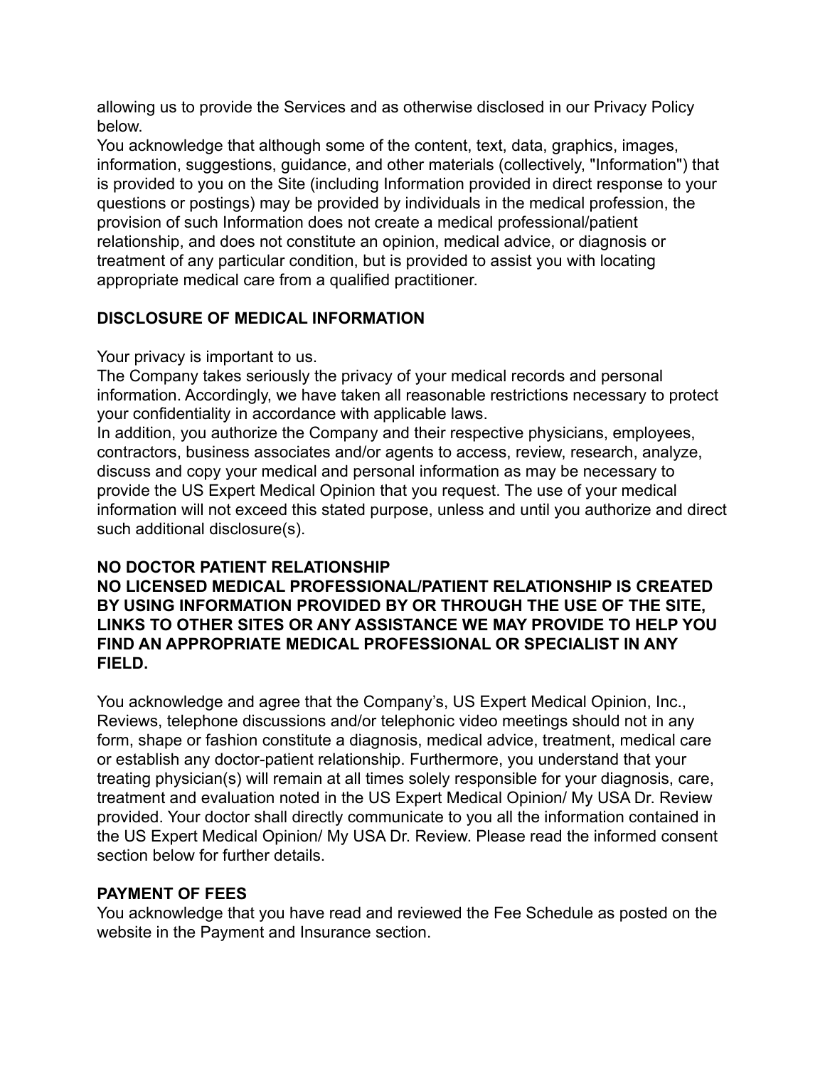allowing us to provide the Services and as otherwise disclosed in our Privacy Policy below.

You acknowledge that although some of the content, text, data, graphics, images, information, suggestions, guidance, and other materials (collectively, "Information") that is provided to you on the Site (including Information provided in direct response to your questions or postings) may be provided by individuals in the medical profession, the provision of such Information does not create a medical professional/patient relationship, and does not constitute an opinion, medical advice, or diagnosis or treatment of any particular condition, but is provided to assist you with locating appropriate medical care from a qualified practitioner.

**DISCLOSURE OF MEDICAL INFORMATION**

Your privacy is important to us.

The Company takes seriously the privacy of your medical records and personal information. Accordingly, we have taken all reasonable restrictions necessary to protect your confidentiality in accordance with applicable laws.

In addition, you authorize the Company and their respective physicians, employees, contractors, business associates and/or agents to access, review, research, analyze, discuss and copy your medical and personal information as may be necessary to provide the US Expert Medical Opinion that you request. The use of your medical information will not exceed this stated purpose, unless and until you authorize and direct such additional disclosure(s).

**NO DOCTOR PATIENT RELATIONSHIP**

**NO LICENSED MEDICAL PROFESSIONAL/PATIENT RELATIONSHIP IS CREATED BY USING INFORMATION PROVIDED BY OR THROUGH THE USE OF THE SITE, LINKS TO OTHER SITES OR ANY ASSISTANCE WE MAY PROVIDE TO HELP YOU FIND AN APPROPRIATE MEDICAL PROFESSIONAL OR SPECIALIST IN ANY FIELD.**

You acknowledge and agree that the Company's, US Expert Medical Opinion, Inc., Reviews, telephone discussions and/or telephonic video meetings should not in any form, shape or fashion constitute a diagnosis, medical advice, treatment, medical care or establish any doctor-patient relationship. Furthermore, you understand that your treating physician(s) will remain at all times solely responsible for your diagnosis, care, treatment and evaluation noted in the US Expert Medical Opinion/ My USA Dr. Review provided. Your doctor shall directly communicate to you all the information contained in the US Expert Medical Opinion/ My USA Dr. Review. Please read the informed consent section below for further details.

**PAYMENT OF FEES**

You acknowledge that you have read and reviewed the Fee Schedule as posted on the website in the Payment and Insurance section.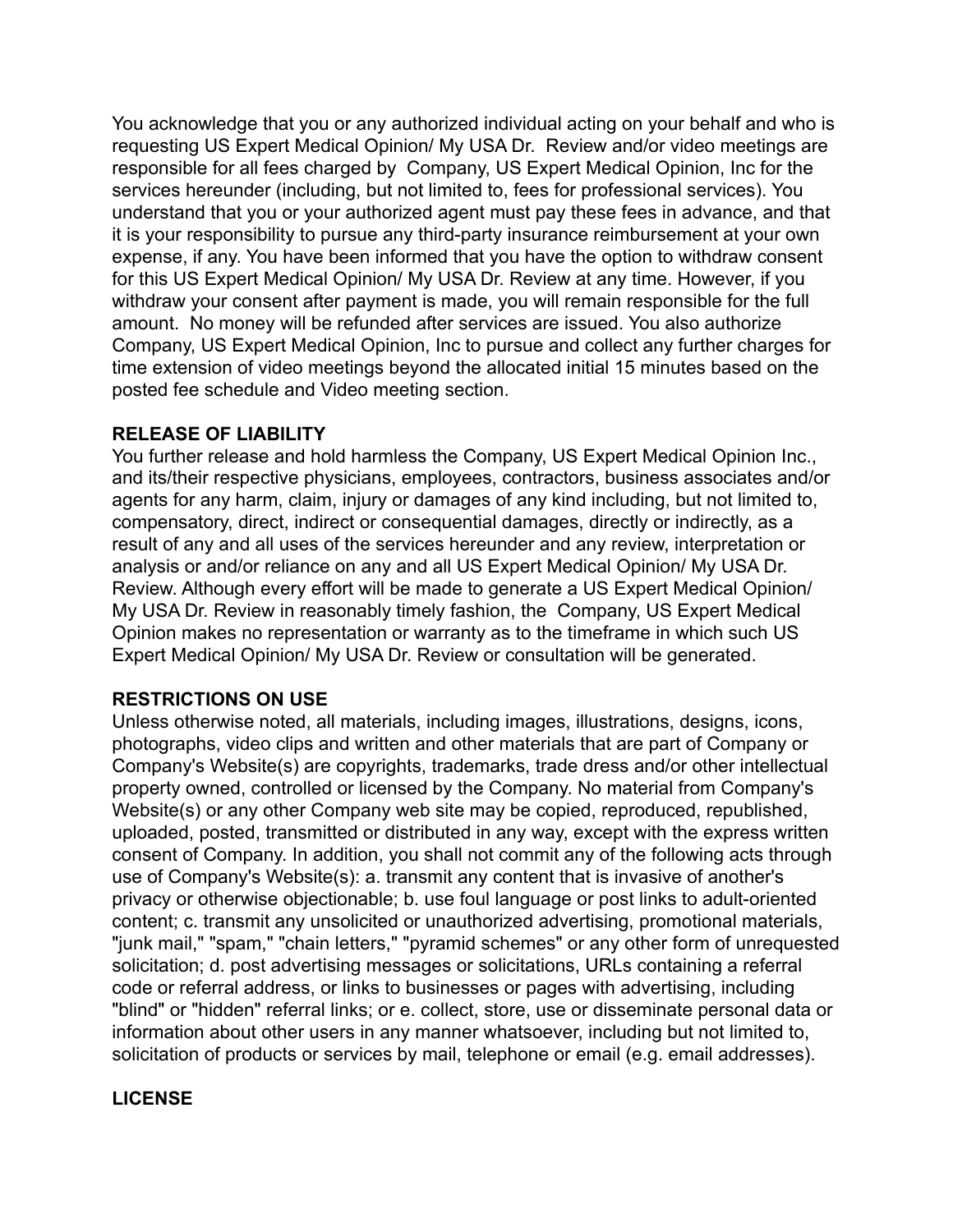You acknowledge that you or any authorized individual acting on your behalf and who is requesting US Expert Medical Opinion/ My USA Dr. Review and/or video meetings are responsible for all fees charged by Company, US Expert Medical Opinion, Inc for the services hereunder (including, but not limited to, fees for professional services). You understand that you or your authorized agent must pay these fees in advance, and that it is your responsibility to pursue any third-party insurance reimbursement at your own expense, if any. You have been informed that you have the option to withdraw consent for this US Expert Medical Opinion/ My USA Dr. Review at any time. However, if you withdraw your consent after payment is made, you will remain responsible for the full amount. No money will be refunded after services are issued. You also authorize Company, US Expert Medical Opinion, Inc to pursue and collect any further charges for time extension of video meetings beyond the allocated initial 15 minutes based on the posted fee schedule and Video meeting section.

**RELEASE OF LIABILITY**

You further release and hold harmless the Company, US Expert Medical Opinion Inc., and its/their respective physicians, employees, contractors, business associates and/or agents for any harm, claim, injury or damages of any kind including, but not limited to, compensatory, direct, indirect or consequential damages, directly or indirectly, as a result of any and all uses of the services hereunder and any review, interpretation or analysis or and/or reliance on any and all US Expert Medical Opinion/ My USA Dr. Review. Although every effort will be made to generate a US Expert Medical Opinion/ My USA Dr. Review in reasonably timely fashion, the Company, US Expert Medical Opinion makes no representation or warranty as to the timeframe in which such US Expert Medical Opinion/ My USA Dr. Review or consultation will be generated.

**RESTRICTIONS ON USE**

Unless otherwise noted, all materials, including images, illustrations, designs, icons, photographs, video clips and written and other materials that are part of Company or Company's Website(s) are copyrights, trademarks, trade dress and/or other intellectual property owned, controlled or licensed by the Company. No material from Company's Website(s) or any other Company web site may be copied, reproduced, republished, uploaded, posted, transmitted or distributed in any way, except with the express written consent of Company. In addition, you shall not commit any of the following acts through use of Company's Website(s): a. transmit any content that is invasive of another's privacy or otherwise objectionable; b. use foul language or post links to adult-oriented content; c. transmit any unsolicited or unauthorized advertising, promotional materials, "junk mail," "spam," "chain letters," "pyramid schemes" or any other form of unrequested solicitation; d. post advertising messages or solicitations, URLs containing a referral code or referral address, or links to businesses or pages with advertising, including "blind" or "hidden" referral links; or e. collect, store, use or disseminate personal data or information about other users in any manner whatsoever, including but not limited to, solicitation of products or services by mail, telephone or email (e.g. email addresses).

**LICENSE**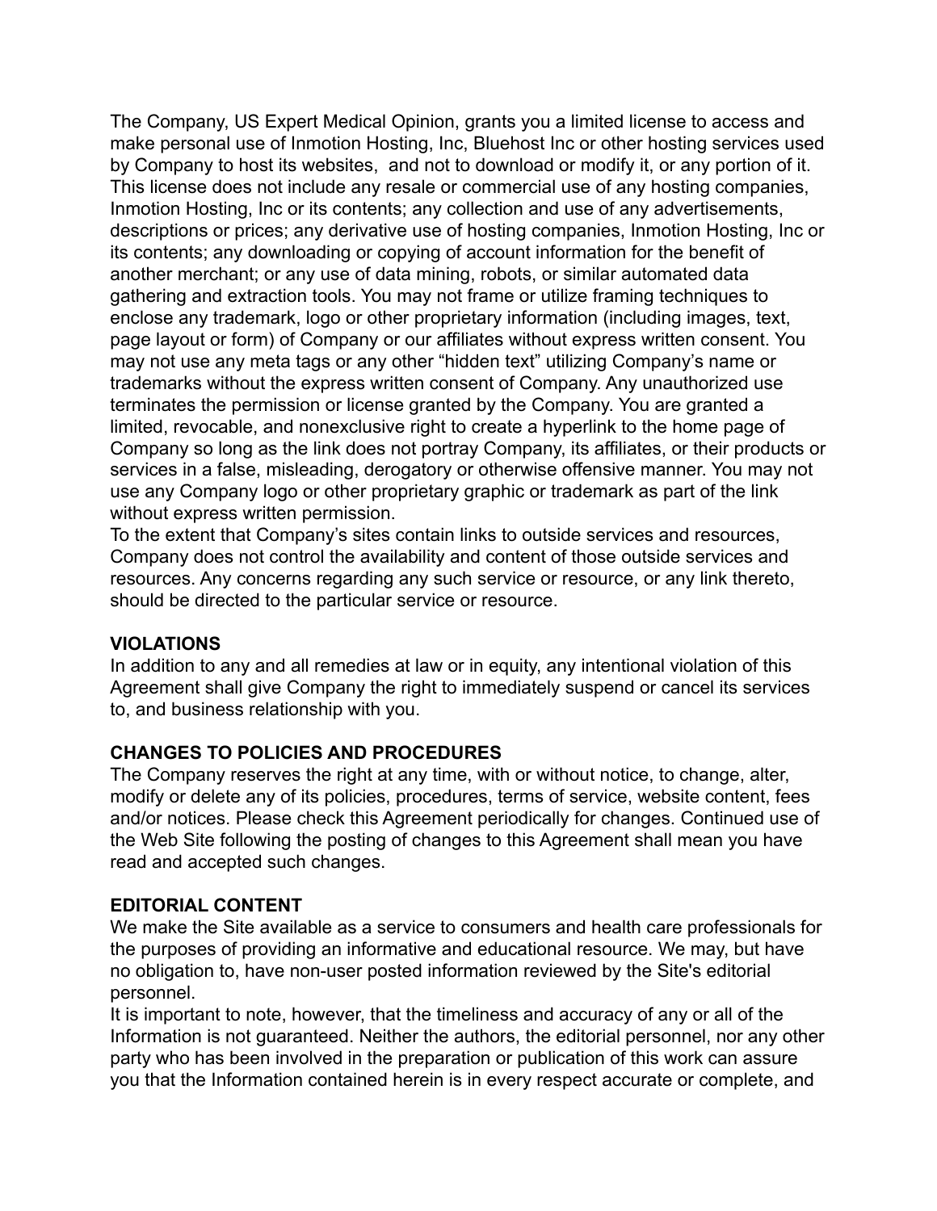The Company, US Expert Medical Opinion, grants you a limited license to access and make personal use of Inmotion Hosting, Inc, Bluehost Inc or other hosting services used by Company to host its websites,  and not to download or modify it, or any portion of it. This license does not include any resale or commercial use of any hosting companies, Inmotion Hosting, Inc or its contents; any collection and use of any advertisements, descriptions or prices; any derivative use of hosting companies, Inmotion Hosting, Inc or its contents; any downloading or copying of account information for the benefit of another merchant; or any use of data mining, robots, or similar automated data gathering and extraction tools. You may not frame or utilize framing techniques to enclose any trademark, logo or other proprietary information (including images, text, page layout or form) of Company or our affiliates without express written consent. You may not use any meta tags or any other “hidden text” utilizing Company’s name or trademarks without the express written consent of Company. Any unauthorized use terminates the permission or license granted by the Company. You are granted a limited, revocable, and nonexclusive right to create a hyperlink to the home page of Company so long as the link does not portray Company, its affiliates, or their products or services in a false, misleading, derogatory or otherwise offensive manner. You may not use any Company logo or other proprietary graphic or trademark as part of the link without express written permission.

To the extent that Company’s sites contain links to outside services and resources, Company does not control the availability and content of those outside services and resources. Any concerns regarding any such service or resource, or any link thereto, should be directed to the particular service or resource.

**VIOLATIONS**

In addition to any and all remedies at law or in equity, any intentional violation of this Agreement shall give Company the right to immediately suspend or cancel its services to, and business relationship with you.

**CHANGES TO POLICIES AND PROCEDURES**

The Company reserves the right at any time, with or without notice, to change, alter, modify or delete any of its policies, procedures, terms of service, website content, fees and/or notices. Please check this Agreement periodically for changes. Continued use of the Web Site following the posting of changes to this Agreement shall mean you have read and accepted such changes.

**EDITORIAL CONTENT**

We make the Site available as a service to consumers and health care professionals for the purposes of providing an informative and educational resource. We may, but have no obligation to, have non-user posted information reviewed by the Site's editorial personnel.

It is important to note, however, that the timeliness and accuracy of any or all of the Information is not guaranteed. Neither the authors, the editorial personnel, nor any other party who has been involved in the preparation or publication of this work can assure you that the Information contained herein is in every respect accurate or complete, and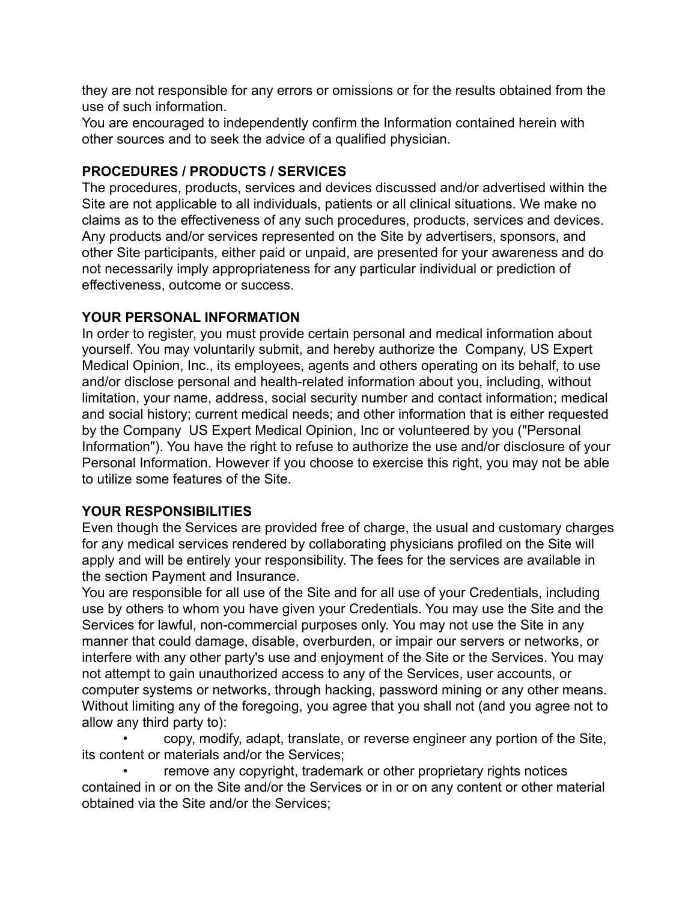they are not responsible for any errors or omissions or for the results obtained from the use of such information.
You are encouraged to independently confirm the Information contained herein with other sources and to seek the advice of a qualified physician.

**PROCEDURES / PRODUCTS / SERVICES**
The procedures, products, services and devices discussed and/or advertised within the Site are not applicable to all individuals, patients or all clinical situations. We make no claims as to the effectiveness of any such procedures, products, services and devices. Any products and/or services represented on the Site by advertisers, sponsors, and other Site participants, either paid or unpaid, are presented for your awareness and do not necessarily imply appropriateness for any particular individual or prediction of effectiveness, outcome or success.

**YOUR PERSONAL INFORMATION**
In order to register, you must provide certain personal and medical information about yourself. You may voluntarily submit, and hereby authorize the Company, US Expert Medical Opinion, Inc., its employees, agents and others operating on its behalf, to use and/or disclose personal and health-related information about you, including, without limitation, your name, address, social security number and contact information; medical and social history; current medical needs; and other information that is either requested by the Company US Expert Medical Opinion, Inc or volunteered by you ("Personal Information"). You have the right to refuse to authorize the use and/or disclosure of your Personal Information. However if you choose to exercise this right, you may not be able to utilize some features of the Site.

**YOUR RESPONSIBILITIES**
Even though the Services are provided free of charge, the usual and customary charges for any medical services rendered by collaborating physicians profiled on the Site will apply and will be entirely your responsibility. The fees for the services are available in the section Payment and Insurance.
You are responsible for all use of the Site and for all use of your Credentials, including use by others to whom you have given your Credentials. You may use the Site and the Services for lawful, non-commercial purposes only. You may not use the Site in any manner that could damage, disable, overburden, or impair our servers or networks, or interfere with any other party's use and enjoyment of the Site or the Services. You may not attempt to gain unauthorized access to any of the Services, user accounts, or computer systems or networks, through hacking, password mining or any other means. Without limiting any of the foregoing, you agree that you shall not (and you agree not to allow any third party to):

- copy, modify, adapt, translate, or reverse engineer any portion of the Site, its content or materials and/or the Services;
- remove any copyright, trademark or other proprietary rights notices contained in or on the Site and/or the Services or in or on any content or other material obtained via the Site and/or the Services;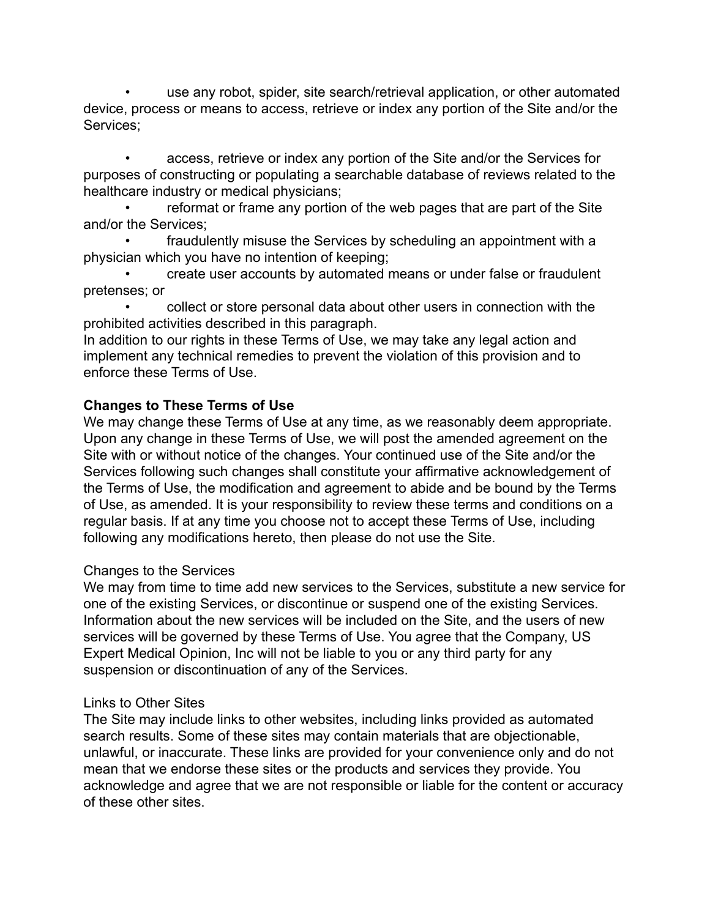- use any robot, spider, site search/retrieval application, or other automated device, process or means to access, retrieve or index any portion of the Site and/or the Services;

- access, retrieve or index any portion of the Site and/or the Services for purposes of constructing or populating a searchable database of reviews related to the healthcare industry or medical physicians;
- reformat or frame any portion of the web pages that are part of the Site and/or the Services;
- fraudulently misuse the Services by scheduling an appointment with a physician which you have no intention of keeping;
- create user accounts by automated means or under false or fraudulent pretenses; or
- collect or store personal data about other users in connection with the prohibited activities described in this paragraph.

In addition to our rights in these Terms of Use, we may take any legal action and implement any technical remedies to prevent the violation of this provision and to enforce these Terms of Use.

**Changes to These Terms of Use**
We may change these Terms of Use at any time, as we reasonably deem appropriate. Upon any change in these Terms of Use, we will post the amended agreement on the Site with or without notice of the changes. Your continued use of the Site and/or the Services following such changes shall constitute your affirmative acknowledgement of the Terms of Use, the modification and agreement to abide and be bound by the Terms of Use, as amended. It is your responsibility to review these terms and conditions on a regular basis. If at any time you choose not to accept these Terms of Use, including following any modifications hereto, then please do not use the Site.

Changes to the Services
We may from time to time add new services to the Services, substitute a new service for one of the existing Services, or discontinue or suspend one of the existing Services. Information about the new services will be included on the Site, and the users of new services will be governed by these Terms of Use. You agree that the Company, US Expert Medical Opinion, Inc will not be liable to you or any third party for any suspension or discontinuation of any of the Services.

Links to Other Sites
The Site may include links to other websites, including links provided as automated search results. Some of these sites may contain materials that are objectionable, unlawful, or inaccurate. These links are provided for your convenience only and do not mean that we endorse these sites or the products and services they provide. You acknowledge and agree that we are not responsible or liable for the content or accuracy of these other sites.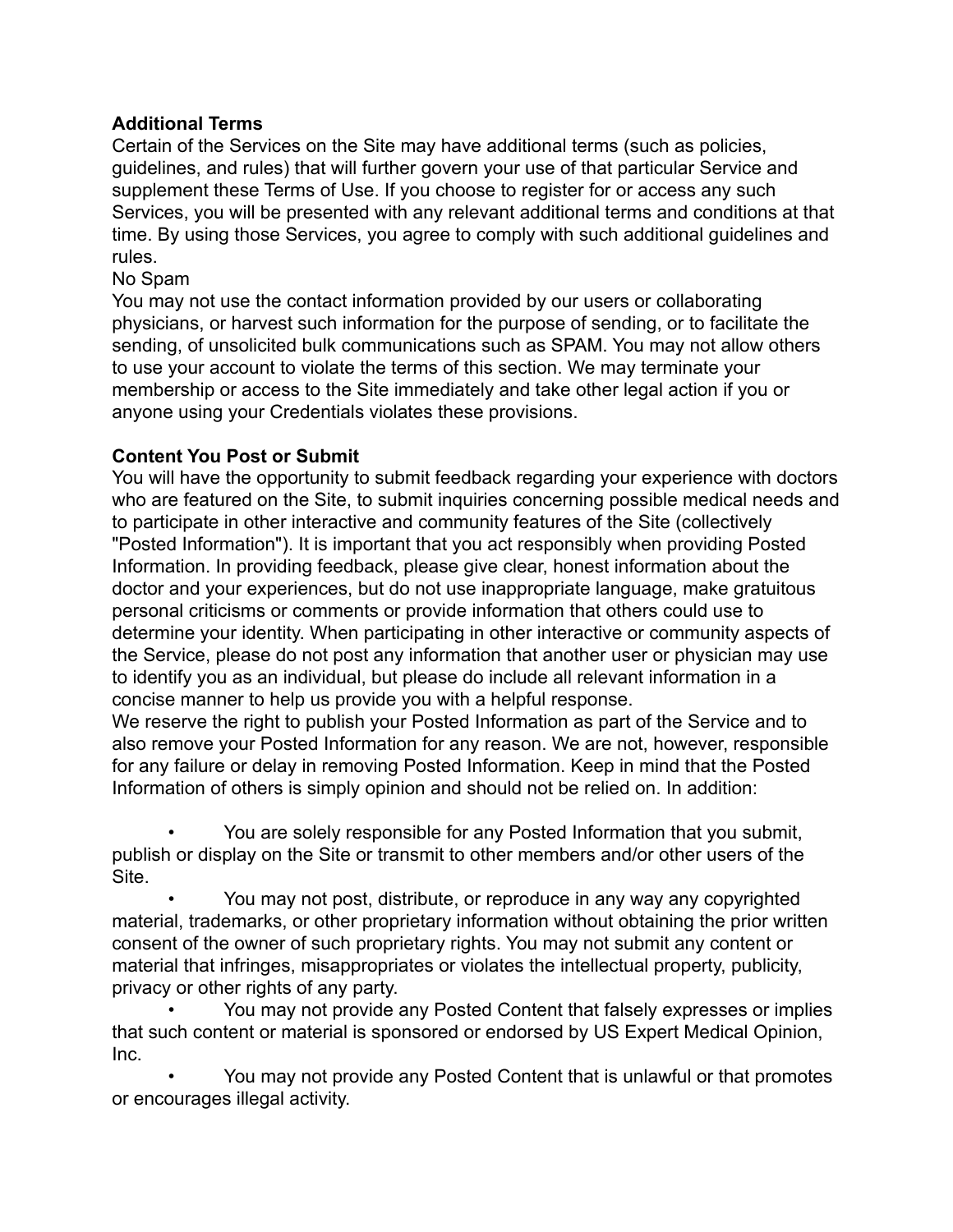**Additional Terms**
Certain of the Services on the Site may have additional terms (such as policies, guidelines, and rules) that will further govern your use of that particular Service and supplement these Terms of Use. If you choose to register for or access any such Services, you will be presented with any relevant additional terms and conditions at that time. By using those Services, you agree to comply with such additional guidelines and rules.

No Spam
You may not use the contact information provided by our users or collaborating physicians, or harvest such information for the purpose of sending, or to facilitate the sending, of unsolicited bulk communications such as SPAM. You may not allow others to use your account to violate the terms of this section. We may terminate your membership or access to the Site immediately and take other legal action if you or anyone using your Credentials violates these provisions.

**Content You Post or Submit**
You will have the opportunity to submit feedback regarding your experience with doctors who are featured on the Site, to submit inquiries concerning possible medical needs and to participate in other interactive and community features of the Site (collectively "Posted Information"). It is important that you act responsibly when providing Posted Information. In providing feedback, please give clear, honest information about the doctor and your experiences, but do not use inappropriate language, make gratuitous personal criticisms or comments or provide information that others could use to determine your identity. When participating in other interactive or community aspects of the Service, please do not post any information that another user or physician may use to identify you as an individual, but please do include all relevant information in a concise manner to help us provide you with a helpful response.

We reserve the right to publish your Posted Information as part of the Service and to also remove your Posted Information for any reason. We are not, however, responsible for any failure or delay in removing Posted Information. Keep in mind that the Posted Information of others is simply opinion and should not be relied on. In addition:

- You are solely responsible for any Posted Information that you submit, publish or display on the Site or transmit to other members and/or other users of the Site.
- You may not post, distribute, or reproduce in any way any copyrighted material, trademarks, or other proprietary information without obtaining the prior written consent of the owner of such proprietary rights. You may not submit any content or material that infringes, misappropriates or violates the intellectual property, publicity, privacy or other rights of any party.
- You may not provide any Posted Content that falsely expresses or implies that such content or material is sponsored or endorsed by US Expert Medical Opinion, Inc.
- You may not provide any Posted Content that is unlawful or that promotes or encourages illegal activity.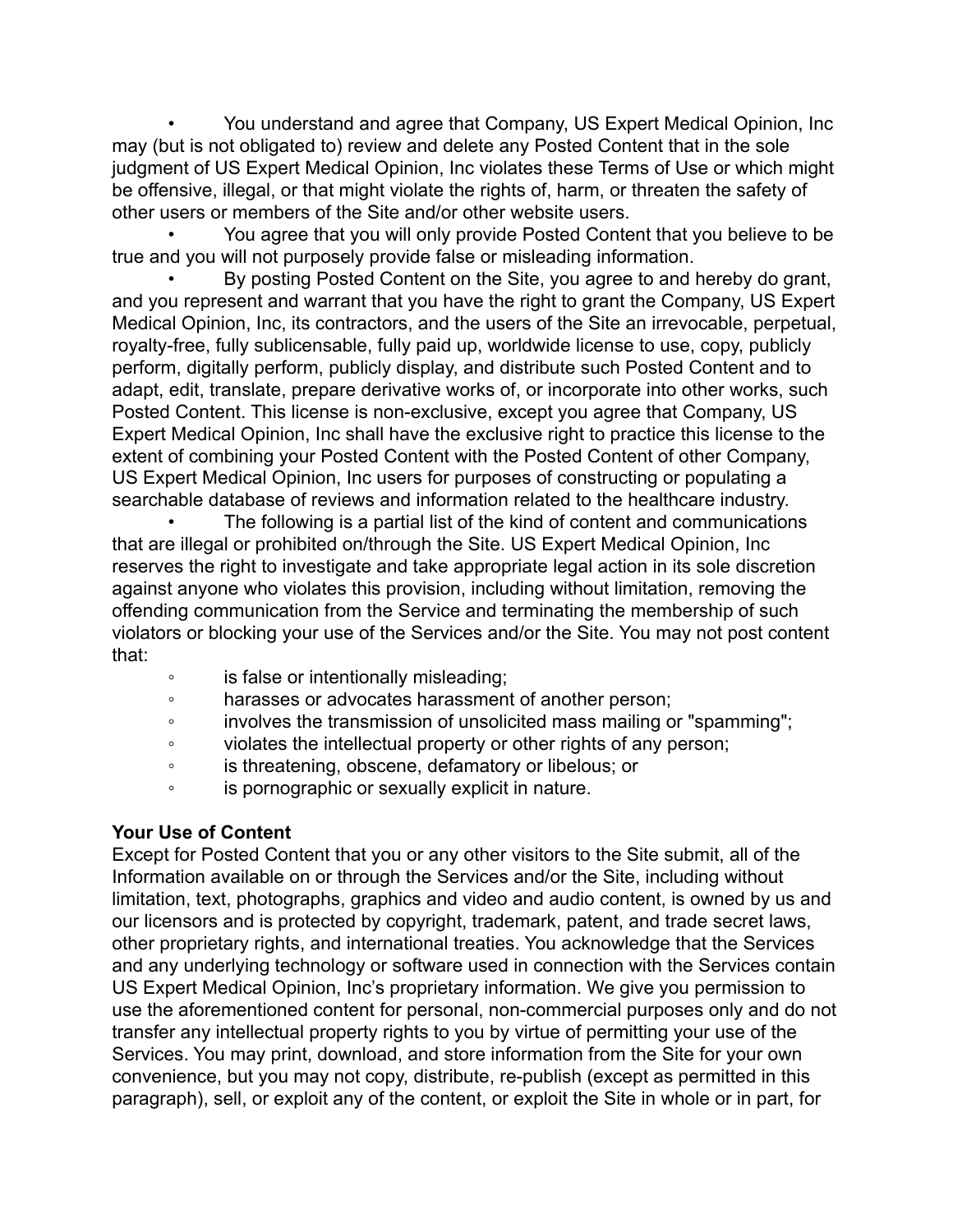- You understand and agree that Company, US Expert Medical Opinion, Inc may (but is not obligated to) review and delete any Posted Content that in the sole judgment of US Expert Medical Opinion, Inc violates these Terms of Use or which might be offensive, illegal, or that might violate the rights of, harm, or threaten the safety of other users or members of the Site and/or other website users.
- You agree that you will only provide Posted Content that you believe to be true and you will not purposely provide false or misleading information.
- By posting Posted Content on the Site, you agree to and hereby do grant, and you represent and warrant that you have the right to grant the Company, US Expert Medical Opinion, Inc, its contractors, and the users of the Site an irrevocable, perpetual, royalty-free, fully sublicensable, fully paid up, worldwide license to use, copy, publicly perform, digitally perform, publicly display, and distribute such Posted Content and to adapt, edit, translate, prepare derivative works of, or incorporate into other works, such Posted Content. This license is non-exclusive, except you agree that Company, US Expert Medical Opinion, Inc shall have the exclusive right to practice this license to the extent of combining your Posted Content with the Posted Content of other Company, US Expert Medical Opinion, Inc users for purposes of constructing or populating a searchable database of reviews and information related to the healthcare industry.
- The following is a partial list of the kind of content and communications that are illegal or prohibited on/through the Site. US Expert Medical Opinion, Inc reserves the right to investigate and take appropriate legal action in its sole discretion against anyone who violates this provision, including without limitation, removing the offending communication from the Service and terminating the membership of such violators or blocking your use of the Services and/or the Site. You may not post content that:
  - is false or intentionally misleading;
  - harasses or advocates harassment of another person;
  - involves the transmission of unsolicited mass mailing or "spamming";
  - violates the intellectual property or other rights of any person;
  - is threatening, obscene, defamatory or libelous; or
  - is pornographic or sexually explicit in nature.

**Your Use of Content**

Except for Posted Content that you or any other visitors to the Site submit, all of the Information available on or through the Services and/or the Site, including without limitation, text, photographs, graphics and video and audio content, is owned by us and our licensors and is protected by copyright, trademark, patent, and trade secret laws, other proprietary rights, and international treaties. You acknowledge that the Services and any underlying technology or software used in connection with the Services contain US Expert Medical Opinion, Inc's proprietary information. We give you permission to use the aforementioned content for personal, non-commercial purposes only and do not transfer any intellectual property rights to you by virtue of permitting your use of the Services. You may print, download, and store information from the Site for your own convenience, but you may not copy, distribute, re-publish (except as permitted in this paragraph), sell, or exploit any of the content, or exploit the Site in whole or in part, for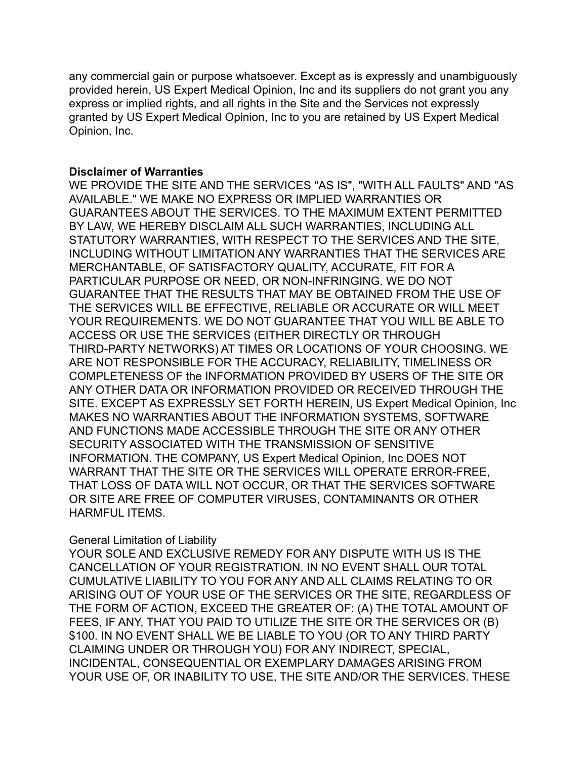any commercial gain or purpose whatsoever. Except as is expressly and unambiguously provided herein, US Expert Medical Opinion, Inc and its suppliers do not grant you any express or implied rights, and all rights in the Site and the Services not expressly granted by US Expert Medical Opinion, Inc to you are retained by US Expert Medical Opinion, Inc.

**Disclaimer of Warranties**

WE PROVIDE THE SITE AND THE SERVICES "AS IS", "WITH ALL FAULTS" AND "AS AVAILABLE." WE MAKE NO EXPRESS OR IMPLIED WARRANTIES OR GUARANTEES ABOUT THE SERVICES. TO THE MAXIMUM EXTENT PERMITTED BY LAW, WE HEREBY DISCLAIM ALL SUCH WARRANTIES, INCLUDING ALL STATUTORY WARRANTIES, WITH RESPECT TO THE SERVICES AND THE SITE, INCLUDING WITHOUT LIMITATION ANY WARRANTIES THAT THE SERVICES ARE MERCHANTABLE, OF SATISFACTORY QUALITY, ACCURATE, FIT FOR A PARTICULAR PURPOSE OR NEED, OR NON-INFRINGING. WE DO NOT GUARANTEE THAT THE RESULTS THAT MAY BE OBTAINED FROM THE USE OF THE SERVICES WILL BE EFFECTIVE, RELIABLE OR ACCURATE OR WILL MEET YOUR REQUIREMENTS. WE DO NOT GUARANTEE THAT YOU WILL BE ABLE TO ACCESS OR USE THE SERVICES (EITHER DIRECTLY OR THROUGH THIRD-PARTY NETWORKS) AT TIMES OR LOCATIONS OF YOUR CHOOSING. WE ARE NOT RESPONSIBLE FOR THE ACCURACY, RELIABILITY, TIMELINESS OR COMPLETENESS OF the INFORMATION PROVIDED BY USERS OF THE SITE OR ANY OTHER DATA OR INFORMATION PROVIDED OR RECEIVED THROUGH THE SITE. EXCEPT AS EXPRESSLY SET FORTH HEREIN, US Expert Medical Opinion, Inc MAKES NO WARRANTIES ABOUT THE INFORMATION SYSTEMS, SOFTWARE AND FUNCTIONS MADE ACCESSIBLE THROUGH THE SITE OR ANY OTHER SECURITY ASSOCIATED WITH THE TRANSMISSION OF SENSITIVE INFORMATION. THE COMPANY, US Expert Medical Opinion, Inc DOES NOT WARRANT THAT THE SITE OR THE SERVICES WILL OPERATE ERROR-FREE, THAT LOSS OF DATA WILL NOT OCCUR, OR THAT THE SERVICES SOFTWARE OR SITE ARE FREE OF COMPUTER VIRUSES, CONTAMINANTS OR OTHER HARMFUL ITEMS.

General Limitation of Liability

YOUR SOLE AND EXCLUSIVE REMEDY FOR ANY DISPUTE WITH US IS THE CANCELLATION OF YOUR REGISTRATION. IN NO EVENT SHALL OUR TOTAL CUMULATIVE LIABILITY TO YOU FOR ANY AND ALL CLAIMS RELATING TO OR ARISING OUT OF YOUR USE OF THE SERVICES OR THE SITE, REGARDLESS OF THE FORM OF ACTION, EXCEED THE GREATER OF: (A) THE TOTAL AMOUNT OF FEES, IF ANY, THAT YOU PAID TO UTILIZE THE SITE OR THE SERVICES OR (B) $100. IN NO EVENT SHALL WE BE LIABLE TO YOU (OR TO ANY THIRD PARTY CLAIMING UNDER OR THROUGH YOU) FOR ANY INDIRECT, SPECIAL, INCIDENTAL, CONSEQUENTIAL OR EXEMPLARY DAMAGES ARISING FROM YOUR USE OF, OR INABILITY TO USE, THE SITE AND/OR THE SERVICES. THESE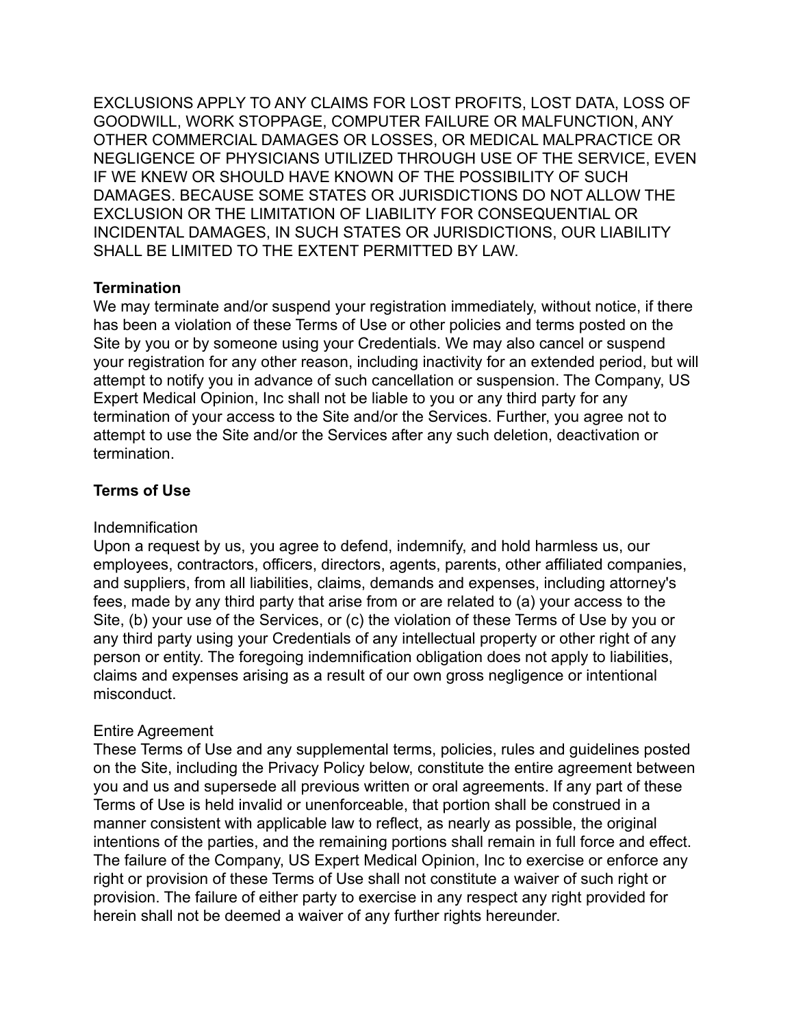EXCLUSIONS APPLY TO ANY CLAIMS FOR LOST PROFITS, LOST DATA, LOSS OF GOODWILL, WORK STOPPAGE, COMPUTER FAILURE OR MALFUNCTION, ANY OTHER COMMERCIAL DAMAGES OR LOSSES, OR MEDICAL MALPRACTICE OR NEGLIGENCE OF PHYSICIANS UTILIZED THROUGH USE OF THE SERVICE, EVEN IF WE KNEW OR SHOULD HAVE KNOWN OF THE POSSIBILITY OF SUCH DAMAGES. BECAUSE SOME STATES OR JURISDICTIONS DO NOT ALLOW THE EXCLUSION OR THE LIMITATION OF LIABILITY FOR CONSEQUENTIAL OR INCIDENTAL DAMAGES, IN SUCH STATES OR JURISDICTIONS, OUR LIABILITY SHALL BE LIMITED TO THE EXTENT PERMITTED BY LAW.

**Termination**
We may terminate and/or suspend your registration immediately, without notice, if there has been a violation of these Terms of Use or other policies and terms posted on the Site by you or by someone using your Credentials. We may also cancel or suspend your registration for any other reason, including inactivity for an extended period, but will attempt to notify you in advance of such cancellation or suspension. The Company, US Expert Medical Opinion, Inc shall not be liable to you or any third party for any termination of your access to the Site and/or the Services. Further, you agree not to attempt to use the Site and/or the Services after any such deletion, deactivation or termination.

**Terms of Use**

Indemnification
Upon a request by us, you agree to defend, indemnify, and hold harmless us, our employees, contractors, officers, directors, agents, parents, other affiliated companies, and suppliers, from all liabilities, claims, demands and expenses, including attorney's fees, made by any third party that arise from or are related to (a) your access to the Site, (b) your use of the Services, or (c) the violation of these Terms of Use by you or any third party using your Credentials of any intellectual property or other right of any person or entity. The foregoing indemnification obligation does not apply to liabilities, claims and expenses arising as a result of our own gross negligence or intentional misconduct.

Entire Agreement
These Terms of Use and any supplemental terms, policies, rules and guidelines posted on the Site, including the Privacy Policy below, constitute the entire agreement between you and us and supersede all previous written or oral agreements. If any part of these Terms of Use is held invalid or unenforceable, that portion shall be construed in a manner consistent with applicable law to reflect, as nearly as possible, the original intentions of the parties, and the remaining portions shall remain in full force and effect. The failure of the Company, US Expert Medical Opinion, Inc to exercise or enforce any right or provision of these Terms of Use shall not constitute a waiver of such right or provision. The failure of either party to exercise in any respect any right provided for herein shall not be deemed a waiver of any further rights hereunder.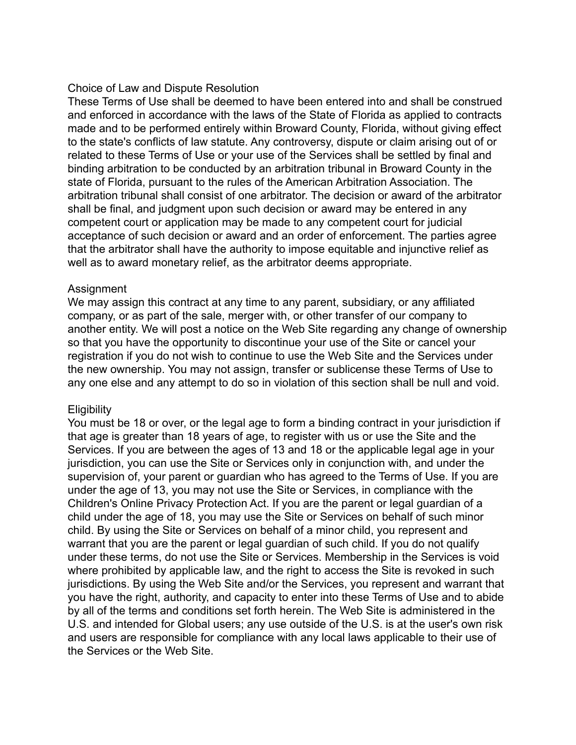## Choice of Law and Dispute Resolution

These Terms of Use shall be deemed to have been entered into and shall be construed and enforced in accordance with the laws of the State of Florida as applied to contracts made and to be performed entirely within Broward County, Florida, without giving effect to the state's conflicts of law statute. Any controversy, dispute or claim arising out of or related to these Terms of Use or your use of the Services shall be settled by final and binding arbitration to be conducted by an arbitration tribunal in Broward County in the state of Florida, pursuant to the rules of the American Arbitration Association. The arbitration tribunal shall consist of one arbitrator. The decision or award of the arbitrator shall be final, and judgment upon such decision or award may be entered in any competent court or application may be made to any competent court for judicial acceptance of such decision or award and an order of enforcement. The parties agree that the arbitrator shall have the authority to impose equitable and injunctive relief as well as to award monetary relief, as the arbitrator deems appropriate.

## Assignment

We may assign this contract at any time to any parent, subsidiary, or any affiliated company, or as part of the sale, merger with, or other transfer of our company to another entity. We will post a notice on the Web Site regarding any change of ownership so that you have the opportunity to discontinue your use of the Site or cancel your registration if you do not wish to continue to use the Web Site and the Services under the new ownership. You may not assign, transfer or sublicense these Terms of Use to any one else and any attempt to do so in violation of this section shall be null and void.

## Eligibility

You must be 18 or over, or the legal age to form a binding contract in your jurisdiction if that age is greater than 18 years of age, to register with us or use the Site and the Services. If you are between the ages of 13 and 18 or the applicable legal age in your jurisdiction, you can use the Site or Services only in conjunction with, and under the supervision of, your parent or guardian who has agreed to the Terms of Use. If you are under the age of 13, you may not use the Site or Services, in compliance with the Children's Online Privacy Protection Act. If you are the parent or legal guardian of a child under the age of 18, you may use the Site or Services on behalf of such minor child. By using the Site or Services on behalf of a minor child, you represent and warrant that you are the parent or legal guardian of such child. If you do not qualify under these terms, do not use the Site or Services. Membership in the Services is void where prohibited by applicable law, and the right to access the Site is revoked in such jurisdictions. By using the Web Site and/or the Services, you represent and warrant that you have the right, authority, and capacity to enter into these Terms of Use and to abide by all of the terms and conditions set forth herein. The Web Site is administered in the U.S. and intended for Global users; any use outside of the U.S. is at the user's own risk and users are responsible for compliance with any local laws applicable to their use of the Services or the Web Site.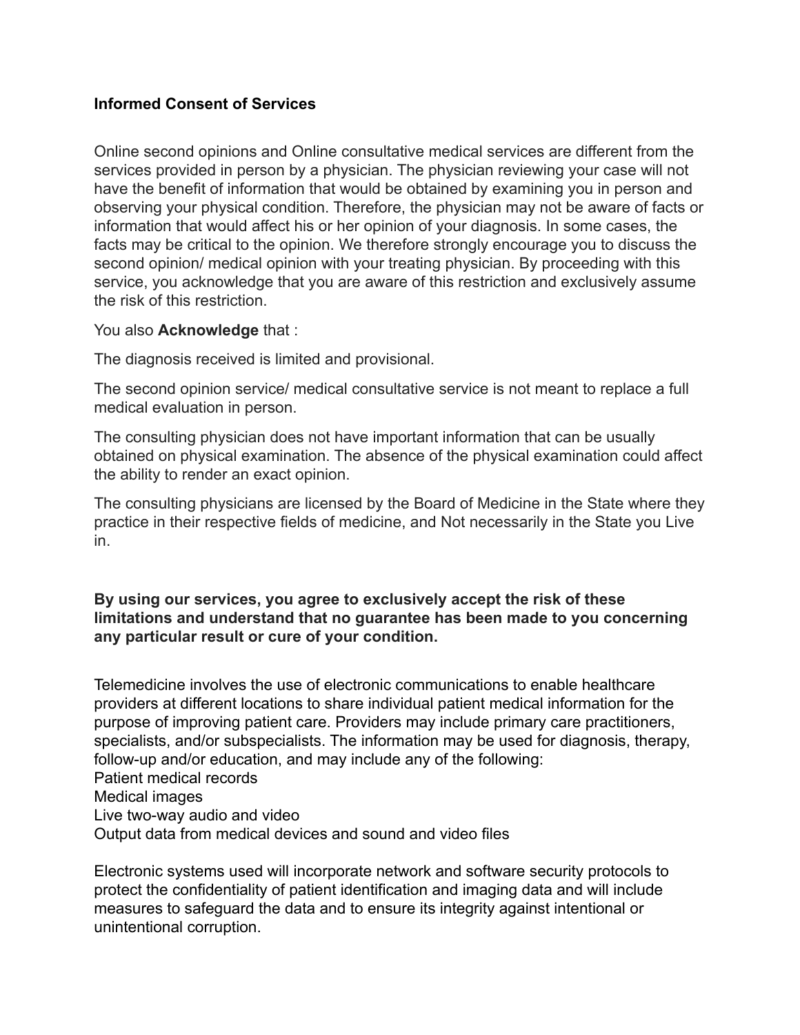**Informed Consent of Services**

Online second opinions and Online consultative medical services are different from the services provided in person by a physician. The physician reviewing your case will not have the benefit of information that would be obtained by examining you in person and observing your physical condition. Therefore, the physician may not be aware of facts or information that would affect his or her opinion of your diagnosis. In some cases, the facts may be critical to the opinion. We therefore strongly encourage you to discuss the second opinion/ medical opinion with your treating physician. By proceeding with this service, you acknowledge that you are aware of this restriction and exclusively assume the risk of this restriction.

You also **Acknowledge** that :

The diagnosis received is limited and provisional.

The second opinion service/ medical consultative service is not meant to replace a full medical evaluation in person.

The consulting physician does not have important information that can be usually obtained on physical examination. The absence of the physical examination could affect the ability to render an exact opinion.

The consulting physicians are licensed by the Board of Medicine in the State where they practice in their respective fields of medicine, and Not necessarily in the State you Live in.

**By using our services, you agree to exclusively accept the risk of these limitations and understand that no guarantee has been made to you concerning any particular result or cure of your condition.**

Telemedicine involves the use of electronic communications to enable healthcare providers at different locations to share individual patient medical information for the purpose of improving patient care. Providers may include primary care practitioners, specialists, and/or subspecialists. The information may be used for diagnosis, therapy, follow-up and/or education, and may include any of the following:
Patient medical records
Medical images
Live two-way audio and video
Output data from medical devices and sound and video files

Electronic systems used will incorporate network and software security protocols to protect the confidentiality of patient identification and imaging data and will include measures to safeguard the data and to ensure its integrity against intentional or unintentional corruption.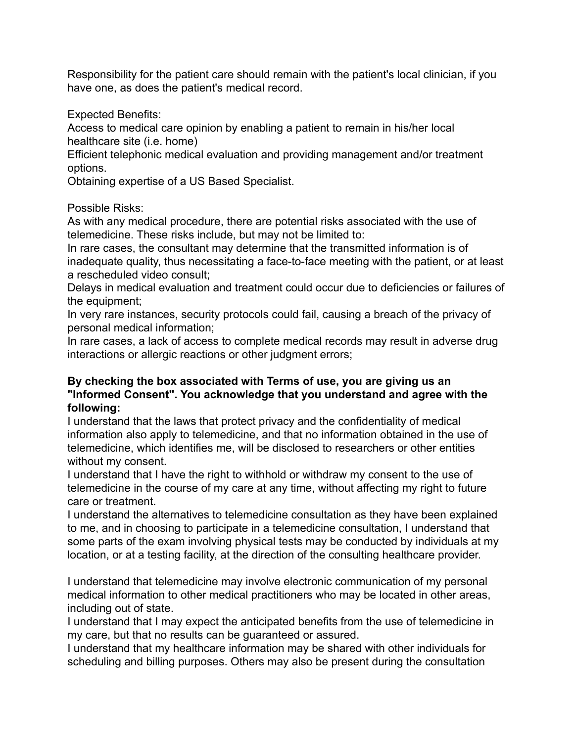Responsibility for the patient care should remain with the patient's local clinician, if you have one, as does the patient's medical record.

Expected Benefits:
Access to medical care opinion by enabling a patient to remain in his/her local healthcare site (i.e. home)
Efficient telephonic medical evaluation and providing management and/or treatment options.
Obtaining expertise of a US Based Specialist.

Possible Risks:
As with any medical procedure, there are potential risks associated with the use of telemedicine. These risks include, but may not be limited to:
In rare cases, the consultant may determine that the transmitted information is of inadequate quality, thus necessitating a face-to-face meeting with the patient, or at least a rescheduled video consult;
Delays in medical evaluation and treatment could occur due to deficiencies or failures of the equipment;
In very rare instances, security protocols could fail, causing a breach of the privacy of personal medical information;
In rare cases, a lack of access to complete medical records may result in adverse drug interactions or allergic reactions or other judgment errors;

**By checking the box associated with Terms of use, you are giving us an "Informed Consent". You acknowledge that you understand and agree with the following:**
I understand that the laws that protect privacy and the confidentiality of medical information also apply to telemedicine, and that no information obtained in the use of telemedicine, which identifies me, will be disclosed to researchers or other entities without my consent.
I understand that I have the right to withhold or withdraw my consent to the use of telemedicine in the course of my care at any time, without affecting my right to future care or treatment.
I understand the alternatives to telemedicine consultation as they have been explained to me, and in choosing to participate in a telemedicine consultation, I understand that some parts of the exam involving physical tests may be conducted by individuals at my location, or at a testing facility, at the direction of the consulting healthcare provider.

I understand that telemedicine may involve electronic communication of my personal medical information to other medical practitioners who may be located in other areas, including out of state.
I understand that I may expect the anticipated benefits from the use of telemedicine in my care, but that no results can be guaranteed or assured.
I understand that my healthcare information may be shared with other individuals for scheduling and billing purposes. Others may also be present during the consultation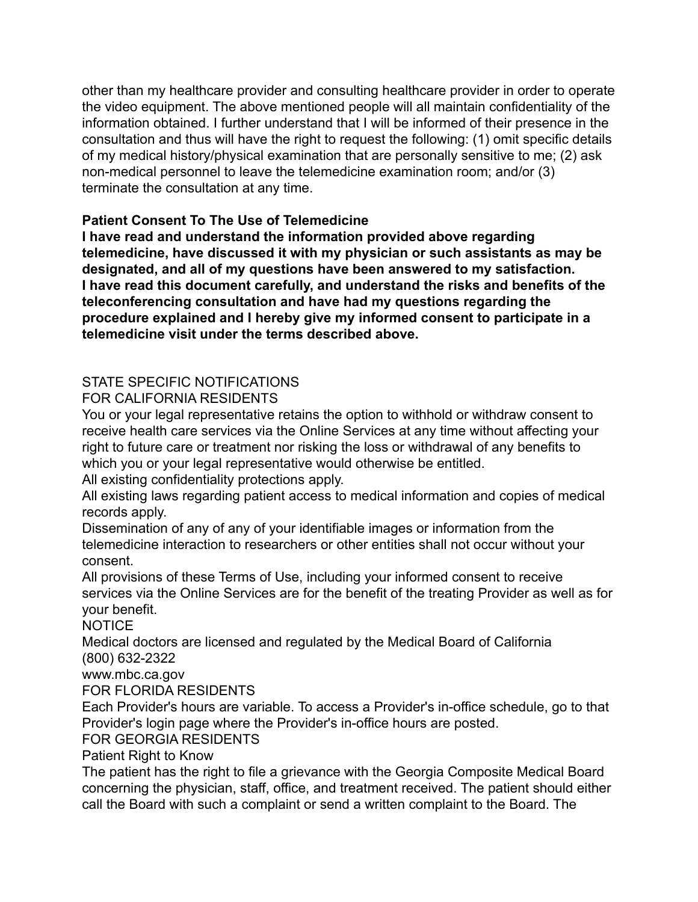other than my healthcare provider and consulting healthcare provider in order to operate the video equipment. The above mentioned people will all maintain confidentiality of the information obtained. I further understand that I will be informed of their presence in the consultation and thus will have the right to request the following: (1) omit specific details of my medical history/physical examination that are personally sensitive to me; (2) ask non-medical personnel to leave the telemedicine examination room; and/or (3) terminate the consultation at any time.

**Patient Consent To The Use of Telemedicine**

**I have read and understand the information provided above regarding telemedicine, have discussed it with my physician or such assistants as may be designated, and all of my questions have been answered to my satisfaction.**
**I have read this document carefully, and understand the risks and benefits of the teleconferencing consultation and have had my questions regarding the procedure explained and I hereby give my informed consent to participate in a telemedicine visit under the terms described above.**

STATE SPECIFIC NOTIFICATIONS

FOR CALIFORNIA RESIDENTS

You or your legal representative retains the option to withhold or withdraw consent to receive health care services via the Online Services at any time without affecting your right to future care or treatment nor risking the loss or withdrawal of any benefits to which you or your legal representative would otherwise be entitled.

All existing confidentiality protections apply.

All existing laws regarding patient access to medical information and copies of medical records apply.

Dissemination of any of any of your identifiable images or information from the telemedicine interaction to researchers or other entities shall not occur without your consent.

All provisions of these Terms of Use, including your informed consent to receive services via the Online Services are for the benefit of the treating Provider as well as for your benefit.

NOTICE

Medical doctors are licensed and regulated by the Medical Board of California
(800) 632-2322
www.mbc.ca.gov

FOR FLORIDA RESIDENTS

Each Provider's hours are variable. To access a Provider's in-office schedule, go to that Provider's login page where the Provider's in-office hours are posted.

FOR GEORGIA RESIDENTS

Patient Right to Know

The patient has the right to file a grievance with the Georgia Composite Medical Board concerning the physician, staff, office, and treatment received. The patient should either call the Board with such a complaint or send a written complaint to the Board. The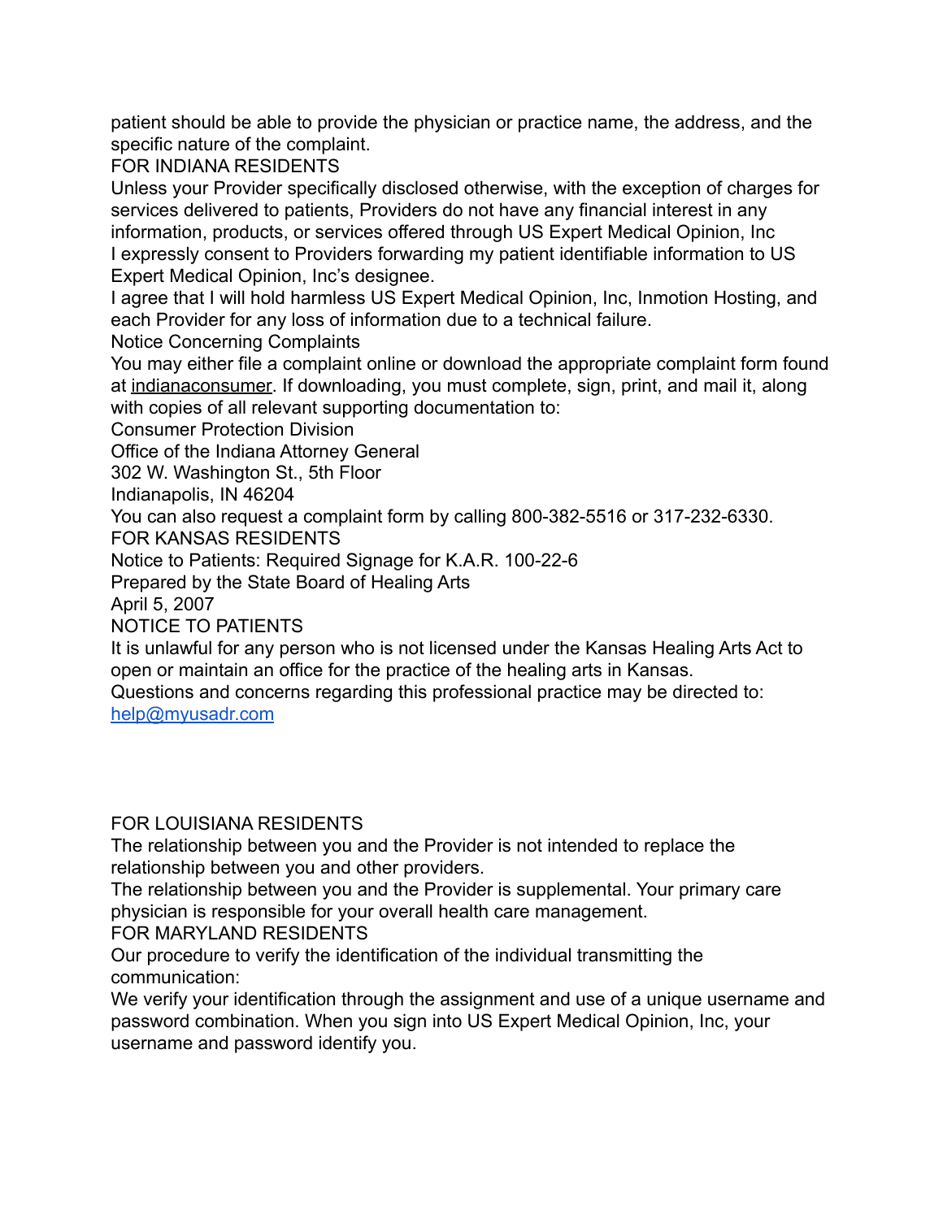patient should be able to provide the physician or practice name, the address, and the specific nature of the complaint.

FOR INDIANA RESIDENTS

Unless your Provider specifically disclosed otherwise, with the exception of charges for services delivered to patients, Providers do not have any financial interest in any information, products, or services offered through US Expert Medical Opinion, Inc

I expressly consent to Providers forwarding my patient identifiable information to US Expert Medical Opinion, Inc's designee.

I agree that I will hold harmless US Expert Medical Opinion, Inc, Inmotion Hosting, and each Provider for any loss of information due to a technical failure.

Notice Concerning Complaints

You may either file a complaint online or download the appropriate complaint form found at indianaconsumer. If downloading, you must complete, sign, print, and mail it, along with copies of all relevant supporting documentation to:

Consumer Protection Division
Office of the Indiana Attorney General
302 W. Washington St., 5th Floor
Indianapolis, IN 46204

You can also request a complaint form by calling 800-382-5516 or 317-232-6330.

FOR KANSAS RESIDENTS

Notice to Patients: Required Signage for K.A.R. 100-22-6
Prepared by the State Board of Healing Arts
April 5, 2007

NOTICE TO PATIENTS

It is unlawful for any person who is not licensed under the Kansas Healing Arts Act to open or maintain an office for the practice of the healing arts in Kansas.

Questions and concerns regarding this professional practice may be directed to: help@myusadr.com

FOR LOUISIANA RESIDENTS

The relationship between you and the Provider is not intended to replace the relationship between you and other providers.

The relationship between you and the Provider is supplemental. Your primary care physician is responsible for your overall health care management.

FOR MARYLAND RESIDENTS

Our procedure to verify the identification of the individual transmitting the communication:

We verify your identification through the assignment and use of a unique username and password combination. When you sign into US Expert Medical Opinion, Inc, your username and password identify you.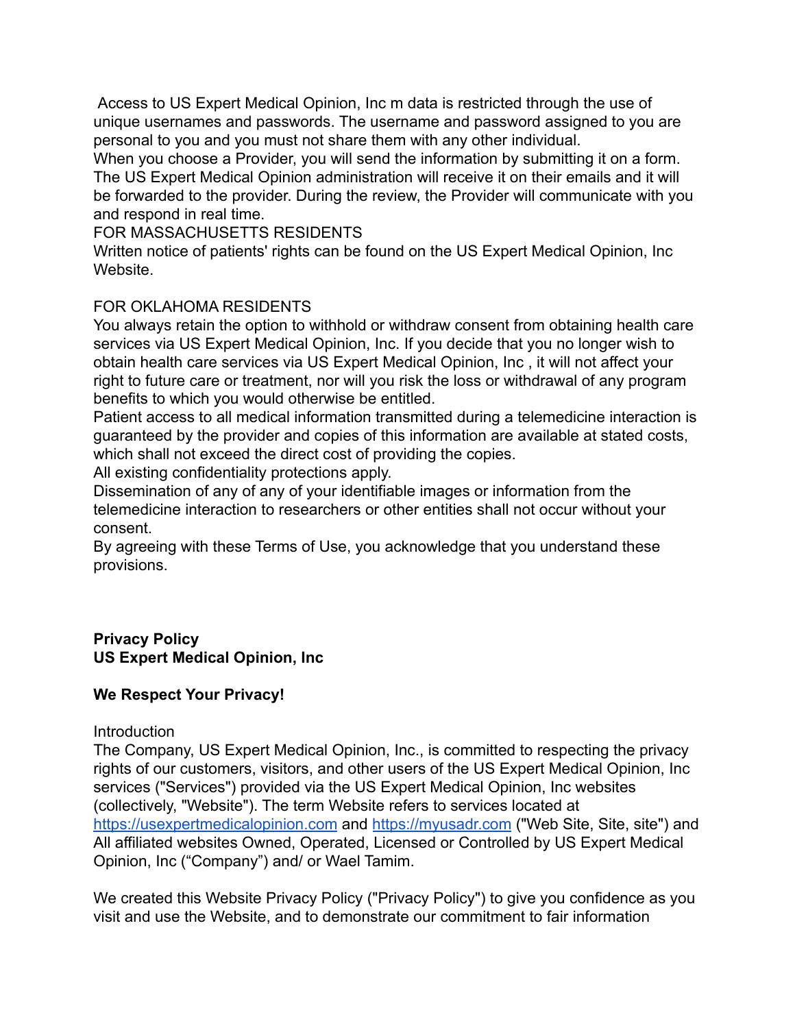Access to US Expert Medical Opinion, Inc m data is restricted through the use of unique usernames and passwords. The username and password assigned to you are personal to you and you must not share them with any other individual.
When you choose a Provider, you will send the information by submitting it on a form. The US Expert Medical Opinion administration will receive it on their emails and it will be forwarded to the provider. During the review, the Provider will communicate with you and respond in real time.
FOR MASSACHUSETTS RESIDENTS
Written notice of patients' rights can be found on the US Expert Medical Opinion, Inc Website.

FOR OKLAHOMA RESIDENTS
You always retain the option to withhold or withdraw consent from obtaining health care services via US Expert Medical Opinion, Inc. If you decide that you no longer wish to obtain health care services via US Expert Medical Opinion, Inc , it will not affect your right to future care or treatment, nor will you risk the loss or withdrawal of any program benefits to which you would otherwise be entitled.
Patient access to all medical information transmitted during a telemedicine interaction is guaranteed by the provider and copies of this information are available at stated costs, which shall not exceed the direct cost of providing the copies.
All existing confidentiality protections apply.
Dissemination of any of any of your identifiable images or information from the telemedicine interaction to researchers or other entities shall not occur without your consent.
By agreeing with these Terms of Use, you acknowledge that you understand these provisions.

**Privacy Policy**
**US Expert Medical Opinion, Inc**

**We Respect Your Privacy!**

Introduction
The Company, US Expert Medical Opinion, Inc., is committed to respecting the privacy rights of our customers, visitors, and other users of the US Expert Medical Opinion, Inc services ("Services") provided via the US Expert Medical Opinion, Inc websites (collectively, "Website"). The term Website refers to services located at https://usexpertmedicalopinion.com and https://myusadr.com ("Web Site, Site, site") and All affiliated websites Owned, Operated, Licensed or Controlled by US Expert Medical Opinion, Inc ("Company") and/ or Wael Tamim.

We created this Website Privacy Policy ("Privacy Policy") to give you confidence as you visit and use the Website, and to demonstrate our commitment to fair information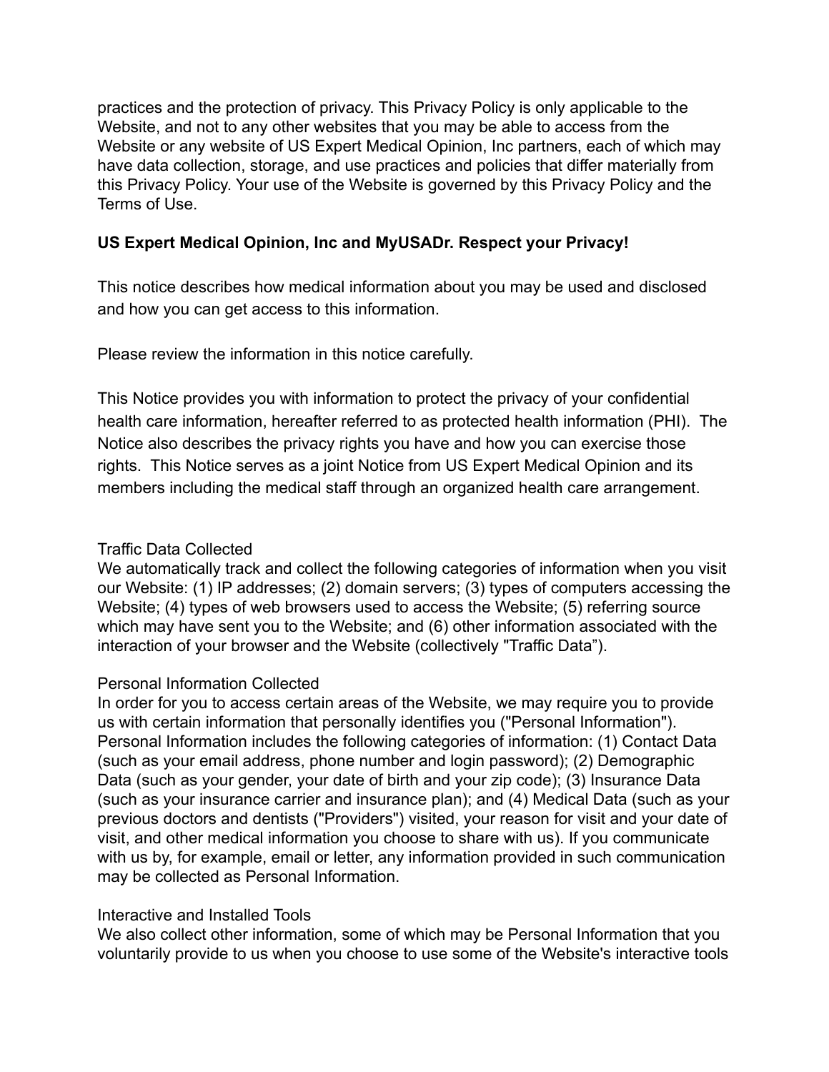practices and the protection of privacy. This Privacy Policy is only applicable to the Website, and not to any other websites that you may be able to access from the Website or any website of US Expert Medical Opinion, Inc partners, each of which may have data collection, storage, and use practices and policies that differ materially from this Privacy Policy. Your use of the Website is governed by this Privacy Policy and the Terms of Use.

**US Expert Medical Opinion, Inc and MyUSADr. Respect your Privacy!**

This notice describes how medical information about you may be used and disclosed and how you can get access to this information.

Please review the information in this notice carefully.

This Notice provides you with information to protect the privacy of your confidential health care information, hereafter referred to as protected health information (PHI). The Notice also describes the privacy rights you have and how you can exercise those rights. This Notice serves as a joint Notice from US Expert Medical Opinion and its members including the medical staff through an organized health care arrangement.

Traffic Data Collected

We automatically track and collect the following categories of information when you visit our Website: (1) IP addresses; (2) domain servers; (3) types of computers accessing the Website; (4) types of web browsers used to access the Website; (5) referring source which may have sent you to the Website; and (6) other information associated with the interaction of your browser and the Website (collectively "Traffic Data").

Personal Information Collected

In order for you to access certain areas of the Website, we may require you to provide us with certain information that personally identifies you ("Personal Information"). Personal Information includes the following categories of information: (1) Contact Data (such as your email address, phone number and login password); (2) Demographic Data (such as your gender, your date of birth and your zip code); (3) Insurance Data (such as your insurance carrier and insurance plan); and (4) Medical Data (such as your previous doctors and dentists ("Providers") visited, your reason for visit and your date of visit, and other medical information you choose to share with us). If you communicate with us by, for example, email or letter, any information provided in such communication may be collected as Personal Information.

Interactive and Installed Tools

We also collect other information, some of which may be Personal Information that you voluntarily provide to us when you choose to use some of the Website's interactive tools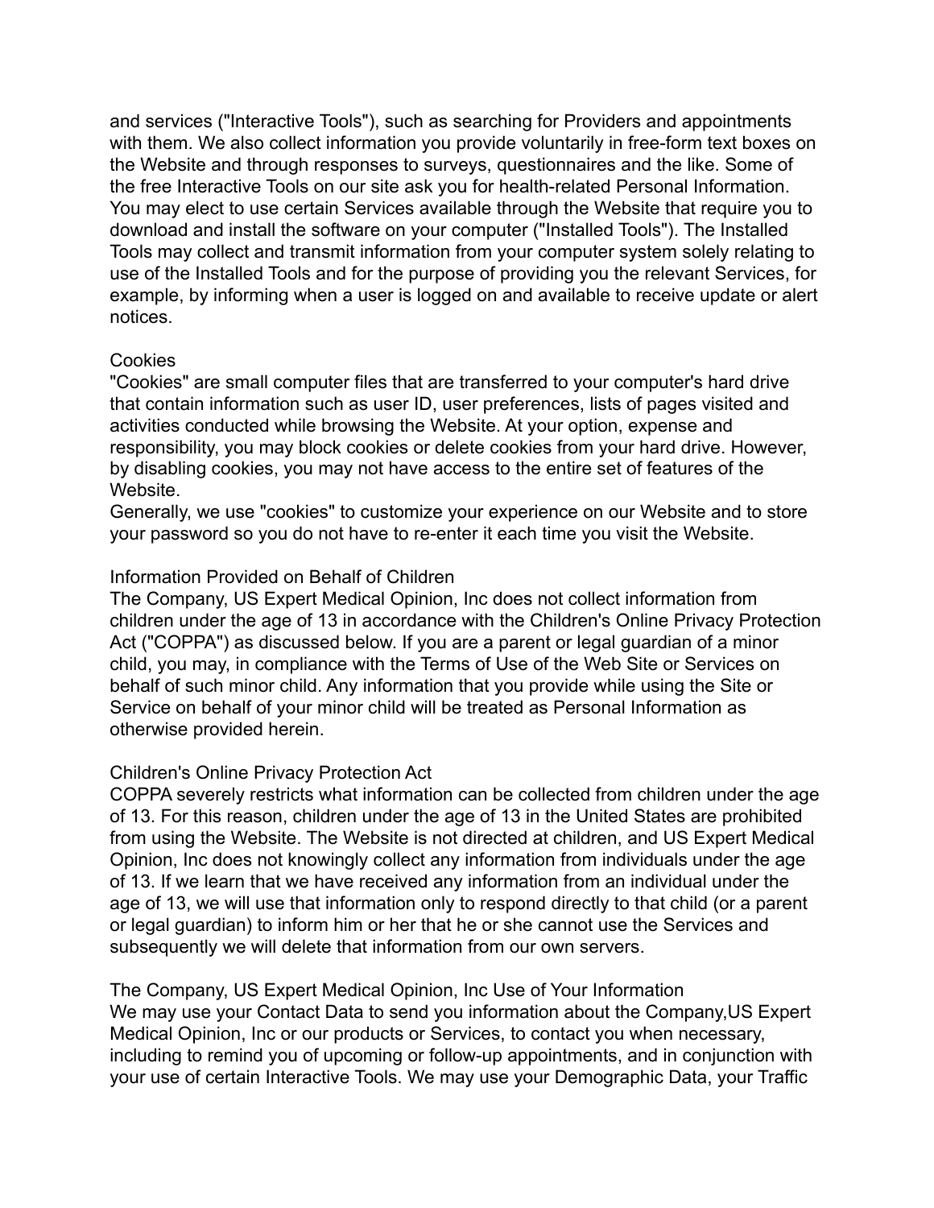and services ("Interactive Tools"), such as searching for Providers and appointments with them. We also collect information you provide voluntarily in free-form text boxes on the Website and through responses to surveys, questionnaires and the like. Some of the free Interactive Tools on our site ask you for health-related Personal Information. You may elect to use certain Services available through the Website that require you to download and install the software on your computer ("Installed Tools"). The Installed Tools may collect and transmit information from your computer system solely relating to use of the Installed Tools and for the purpose of providing you the relevant Services, for example, by informing when a user is logged on and available to receive update or alert notices.

## Cookies

"Cookies" are small computer files that are transferred to your computer's hard drive that contain information such as user ID, user preferences, lists of pages visited and activities conducted while browsing the Website. At your option, expense and responsibility, you may block cookies or delete cookies from your hard drive. However, by disabling cookies, you may not have access to the entire set of features of the Website.

Generally, we use "cookies" to customize your experience on our Website and to store your password so you do not have to re-enter it each time you visit the Website.

## Information Provided on Behalf of Children

The Company, US Expert Medical Opinion, Inc does not collect information from children under the age of 13 in accordance with the Children's Online Privacy Protection Act ("COPPA") as discussed below. If you are a parent or legal guardian of a minor child, you may, in compliance with the Terms of Use of the Web Site or Services on behalf of such minor child. Any information that you provide while using the Site or Service on behalf of your minor child will be treated as Personal Information as otherwise provided herein.

## Children's Online Privacy Protection Act

COPPA severely restricts what information can be collected from children under the age of 13. For this reason, children under the age of 13 in the United States are prohibited from using the Website. The Website is not directed at children, and US Expert Medical Opinion, Inc does not knowingly collect any information from individuals under the age of 13. If we learn that we have received any information from an individual under the age of 13, we will use that information only to respond directly to that child (or a parent or legal guardian) to inform him or her that he or she cannot use the Services and subsequently we will delete that information from our own servers.

## The Company, US Expert Medical Opinion, Inc Use of Your Information

We may use your Contact Data to send you information about the Company,US Expert Medical Opinion, Inc or our products or Services, to contact you when necessary, including to remind you of upcoming or follow-up appointments, and in conjunction with your use of certain Interactive Tools. We may use your Demographic Data, your Traffic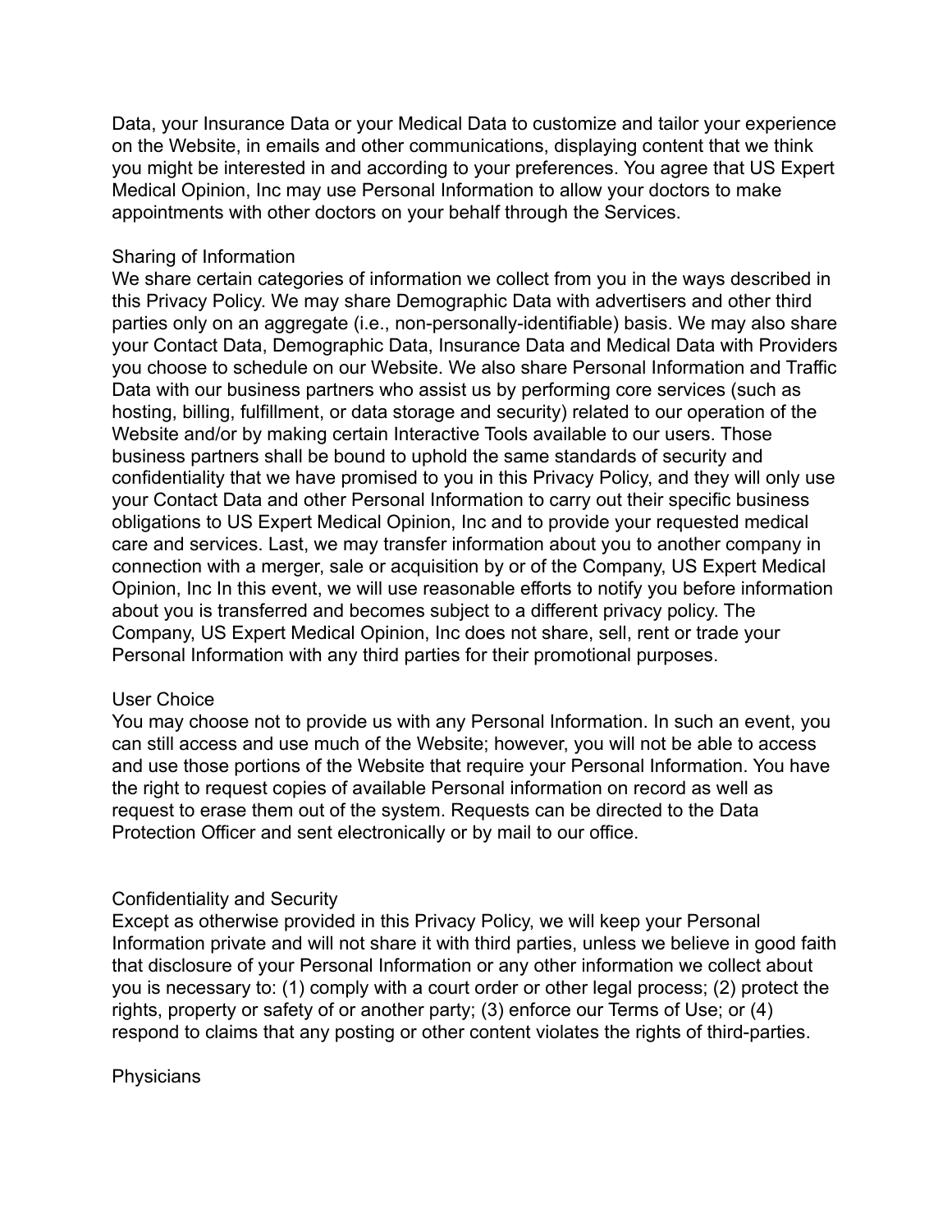Data, your Insurance Data or your Medical Data to customize and tailor your experience on the Website, in emails and other communications, displaying content that we think you might be interested in and according to your preferences. You agree that US Expert Medical Opinion, Inc may use Personal Information to allow your doctors to make appointments with other doctors on your behalf through the Services.

## Sharing of Information

We share certain categories of information we collect from you in the ways described in this Privacy Policy. We may share Demographic Data with advertisers and other third parties only on an aggregate (i.e., non-personally-identifiable) basis. We may also share your Contact Data, Demographic Data, Insurance Data and Medical Data with Providers you choose to schedule on our Website. We also share Personal Information and Traffic Data with our business partners who assist us by performing core services (such as hosting, billing, fulfillment, or data storage and security) related to our operation of the Website and/or by making certain Interactive Tools available to our users. Those business partners shall be bound to uphold the same standards of security and confidentiality that we have promised to you in this Privacy Policy, and they will only use your Contact Data and other Personal Information to carry out their specific business obligations to US Expert Medical Opinion, Inc and to provide your requested medical care and services. Last, we may transfer information about you to another company in connection with a merger, sale or acquisition by or of the Company, US Expert Medical Opinion, Inc In this event, we will use reasonable efforts to notify you before information about you is transferred and becomes subject to a different privacy policy. The Company, US Expert Medical Opinion, Inc does not share, sell, rent or trade your Personal Information with any third parties for their promotional purposes.

## User Choice

You may choose not to provide us with any Personal Information. In such an event, you can still access and use much of the Website; however, you will not be able to access and use those portions of the Website that require your Personal Information. You have the right to request copies of available Personal information on record as well as request to erase them out of the system. Requests can be directed to the Data Protection Officer and sent electronically or by mail to our office.

## Confidentiality and Security

Except as otherwise provided in this Privacy Policy, we will keep your Personal Information private and will not share it with third parties, unless we believe in good faith that disclosure of your Personal Information or any other information we collect about you is necessary to: (1) comply with a court order or other legal process; (2) protect the rights, property or safety of or another party; (3) enforce our Terms of Use; or (4) respond to claims that any posting or other content violates the rights of third-parties.

## Physicians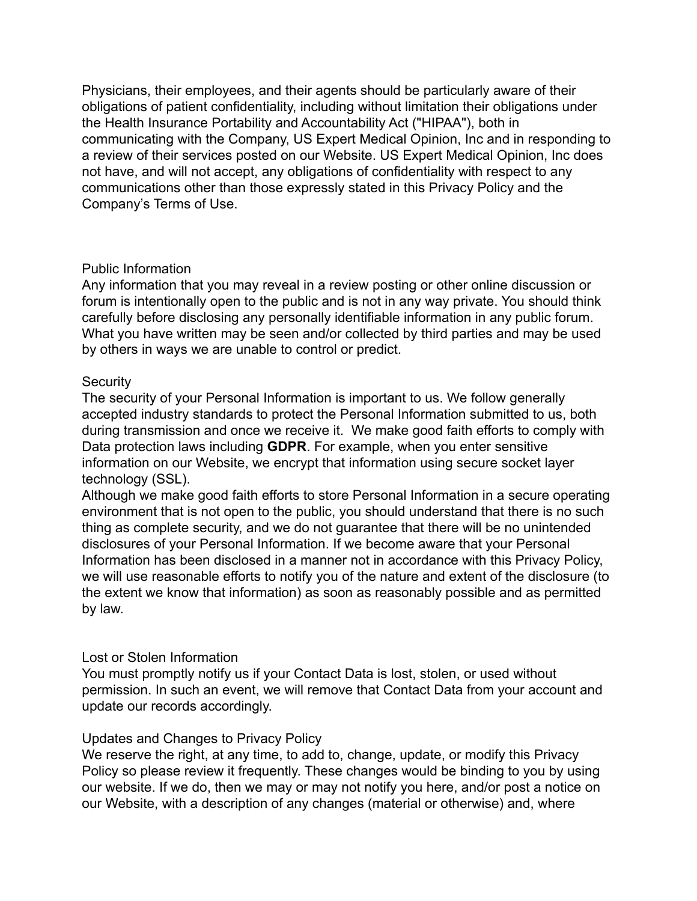Physicians, their employees, and their agents should be particularly aware of their obligations of patient confidentiality, including without limitation their obligations under the Health Insurance Portability and Accountability Act ("HIPAA"), both in communicating with the Company, US Expert Medical Opinion, Inc and in responding to a review of their services posted on our Website. US Expert Medical Opinion, Inc does not have, and will not accept, any obligations of confidentiality with respect to any communications other than those expressly stated in this Privacy Policy and the Company's Terms of Use.

## Public Information

Any information that you may reveal in a review posting or other online discussion or forum is intentionally open to the public and is not in any way private. You should think carefully before disclosing any personally identifiable information in any public forum. What you have written may be seen and/or collected by third parties and may be used by others in ways we are unable to control or predict.

## Security

The security of your Personal Information is important to us. We follow generally accepted industry standards to protect the Personal Information submitted to us, both during transmission and once we receive it. We make good faith efforts to comply with Data protection laws including **GDPR**. For example, when you enter sensitive information on our Website, we encrypt that information using secure socket layer technology (SSL).

Although we make good faith efforts to store Personal Information in a secure operating environment that is not open to the public, you should understand that there is no such thing as complete security, and we do not guarantee that there will be no unintended disclosures of your Personal Information. If we become aware that your Personal Information has been disclosed in a manner not in accordance with this Privacy Policy, we will use reasonable efforts to notify you of the nature and extent of the disclosure (to the extent we know that information) as soon as reasonably possible and as permitted by law.

## Lost or Stolen Information

You must promptly notify us if your Contact Data is lost, stolen, or used without permission. In such an event, we will remove that Contact Data from your account and update our records accordingly.

## Updates and Changes to Privacy Policy

We reserve the right, at any time, to add to, change, update, or modify this Privacy Policy so please review it frequently. These changes would be binding to you by using our website. If we do, then we may or may not notify you here, and/or post a notice on our Website, with a description of any changes (material or otherwise) and, where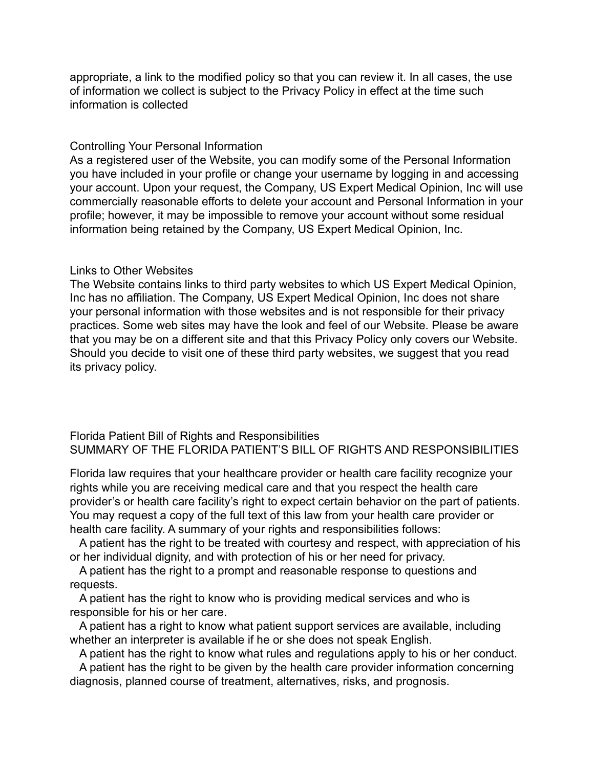appropriate, a link to the modified policy so that you can review it. In all cases, the use of information we collect is subject to the Privacy Policy in effect at the time such information is collected

## Controlling Your Personal Information

As a registered user of the Website, you can modify some of the Personal Information you have included in your profile or change your username by logging in and accessing your account. Upon your request, the Company, US Expert Medical Opinion, Inc will use commercially reasonable efforts to delete your account and Personal Information in your profile; however, it may be impossible to remove your account without some residual information being retained by the Company, US Expert Medical Opinion, Inc.

## Links to Other Websites

The Website contains links to third party websites to which US Expert Medical Opinion, Inc has no affiliation. The Company, US Expert Medical Opinion, Inc does not share your personal information with those websites and is not responsible for their privacy practices. Some web sites may have the look and feel of our Website. Please be aware that you may be on a different site and that this Privacy Policy only covers our Website. Should you decide to visit one of these third party websites, we suggest that you read its privacy policy.

## Florida Patient Bill of Rights and Responsibilities

SUMMARY OF THE FLORIDA PATIENT'S BILL OF RIGHTS AND RESPONSIBILITIES

Florida law requires that your healthcare provider or health care facility recognize your rights while you are receiving medical care and that you respect the health care provider's or health care facility's right to expect certain behavior on the part of patients. You may request a copy of the full text of this law from your health care provider or health care facility. A summary of your rights and responsibilities follows:

- A patient has the right to be treated with courtesy and respect, with appreciation of his or her individual dignity, and with protection of his or her need for privacy.
- A patient has the right to a prompt and reasonable response to questions and requests.
- A patient has the right to know who is providing medical services and who is responsible for his or her care.
- A patient has a right to know what patient support services are available, including whether an interpreter is available if he or she does not speak English.
- A patient has the right to know what rules and regulations apply to his or her conduct.
- A patient has the right to be given by the health care provider information concerning diagnosis, planned course of treatment, alternatives, risks, and prognosis.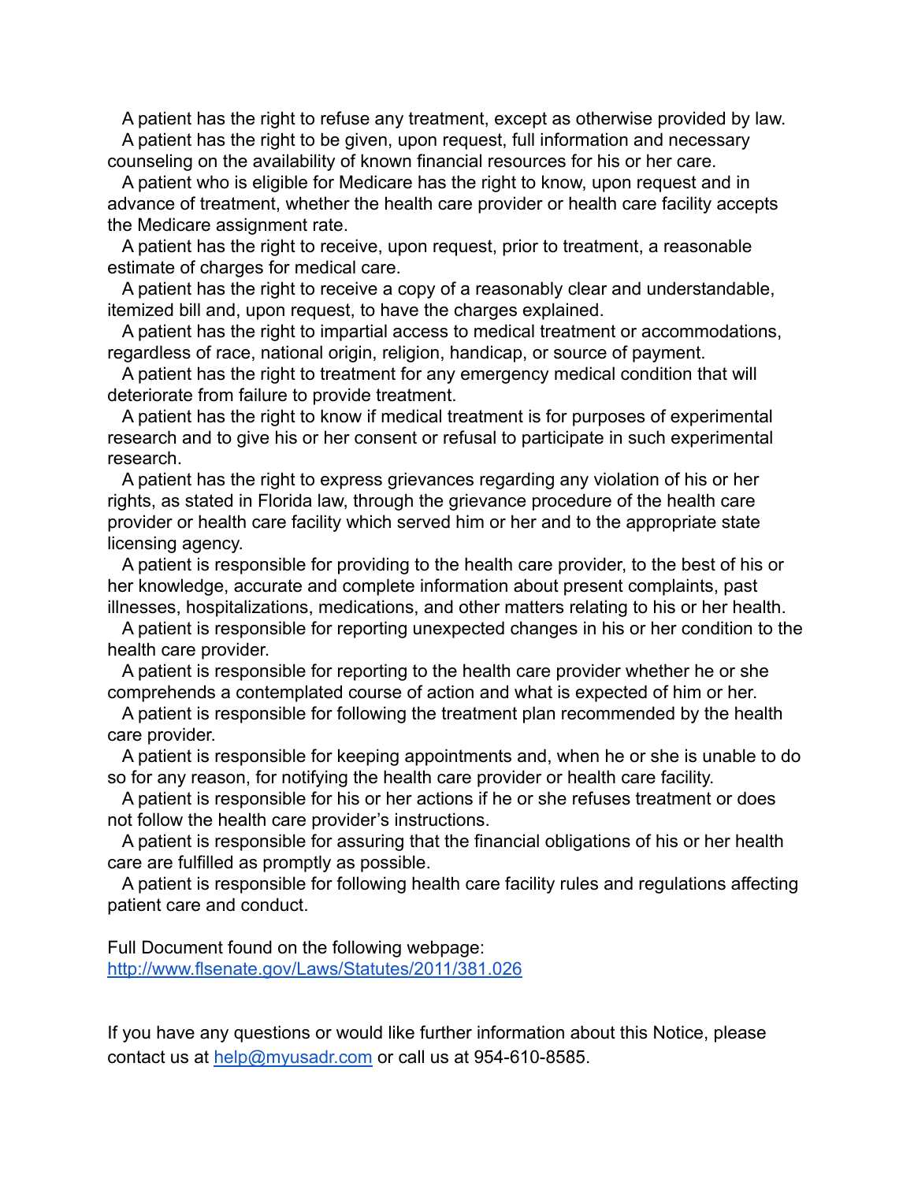A patient has the right to refuse any treatment, except as otherwise provided by law.

A patient has the right to be given, upon request, full information and necessary counseling on the availability of known financial resources for his or her care.

A patient who is eligible for Medicare has the right to know, upon request and in advance of treatment, whether the health care provider or health care facility accepts the Medicare assignment rate.

A patient has the right to receive, upon request, prior to treatment, a reasonable estimate of charges for medical care.

A patient has the right to receive a copy of a reasonably clear and understandable, itemized bill and, upon request, to have the charges explained.

A patient has the right to impartial access to medical treatment or accommodations, regardless of race, national origin, religion, handicap, or source of payment.

A patient has the right to treatment for any emergency medical condition that will deteriorate from failure to provide treatment.

A patient has the right to know if medical treatment is for purposes of experimental research and to give his or her consent or refusal to participate in such experimental research.

A patient has the right to express grievances regarding any violation of his or her rights, as stated in Florida law, through the grievance procedure of the health care provider or health care facility which served him or her and to the appropriate state licensing agency.

A patient is responsible for providing to the health care provider, to the best of his or her knowledge, accurate and complete information about present complaints, past illnesses, hospitalizations, medications, and other matters relating to his or her health.

A patient is responsible for reporting unexpected changes in his or her condition to the health care provider.

A patient is responsible for reporting to the health care provider whether he or she comprehends a contemplated course of action and what is expected of him or her.

A patient is responsible for following the treatment plan recommended by the health care provider.

A patient is responsible for keeping appointments and, when he or she is unable to do so for any reason, for notifying the health care provider or health care facility.

A patient is responsible for his or her actions if he or she refuses treatment or does not follow the health care provider's instructions.

A patient is responsible for assuring that the financial obligations of his or her health care are fulfilled as promptly as possible.

A patient is responsible for following health care facility rules and regulations affecting patient care and conduct.

Full Document found on the following webpage:
http://www.flsenate.gov/Laws/Statutes/2011/381.026

If you have any questions or would like further information about this Notice, please contact us at help@myusadr.com or call us at 954-610-8585.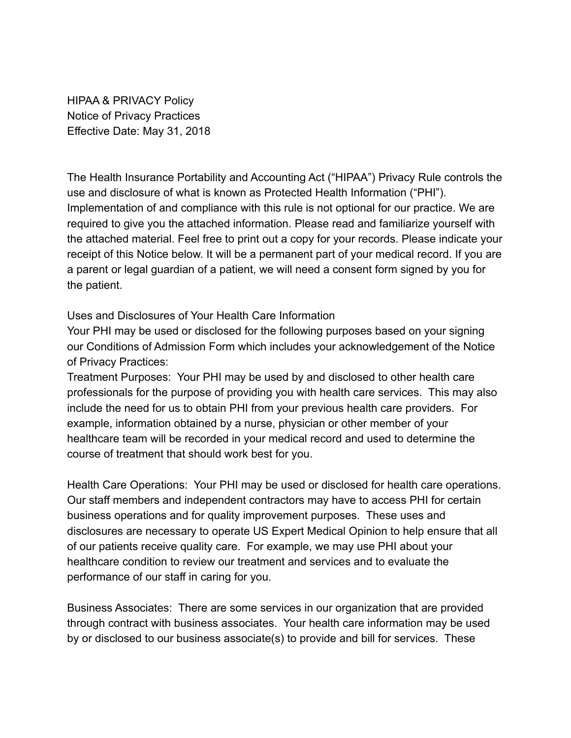HIPAA & PRIVACY Policy
Notice of Privacy Practices
Effective Date: May 31, 2018

The Health Insurance Portability and Accounting Act ("HIPAA") Privacy Rule controls the use and disclosure of what is known as Protected Health Information ("PHI"). Implementation of and compliance with this rule is not optional for our practice. We are required to give you the attached information. Please read and familiarize yourself with the attached material. Feel free to print out a copy for your records. Please indicate your receipt of this Notice below. It will be a permanent part of your medical record. If you are a parent or legal guardian of a patient, we will need a consent form signed by you for the patient.

Uses and Disclosures of Your Health Care Information
Your PHI may be used or disclosed for the following purposes based on your signing our Conditions of Admission Form which includes your acknowledgement of the Notice of Privacy Practices:
Treatment Purposes: Your PHI may be used by and disclosed to other health care professionals for the purpose of providing you with health care services. This may also include the need for us to obtain PHI from your previous health care providers. For example, information obtained by a nurse, physician or other member of your healthcare team will be recorded in your medical record and used to determine the course of treatment that should work best for you.

Health Care Operations: Your PHI may be used or disclosed for health care operations. Our staff members and independent contractors may have to access PHI for certain business operations and for quality improvement purposes. These uses and disclosures are necessary to operate US Expert Medical Opinion to help ensure that all of our patients receive quality care. For example, we may use PHI about your healthcare condition to review our treatment and services and to evaluate the performance of our staff in caring for you.

Business Associates: There are some services in our organization that are provided through contract with business associates. Your health care information may be used by or disclosed to our business associate(s) to provide and bill for services. These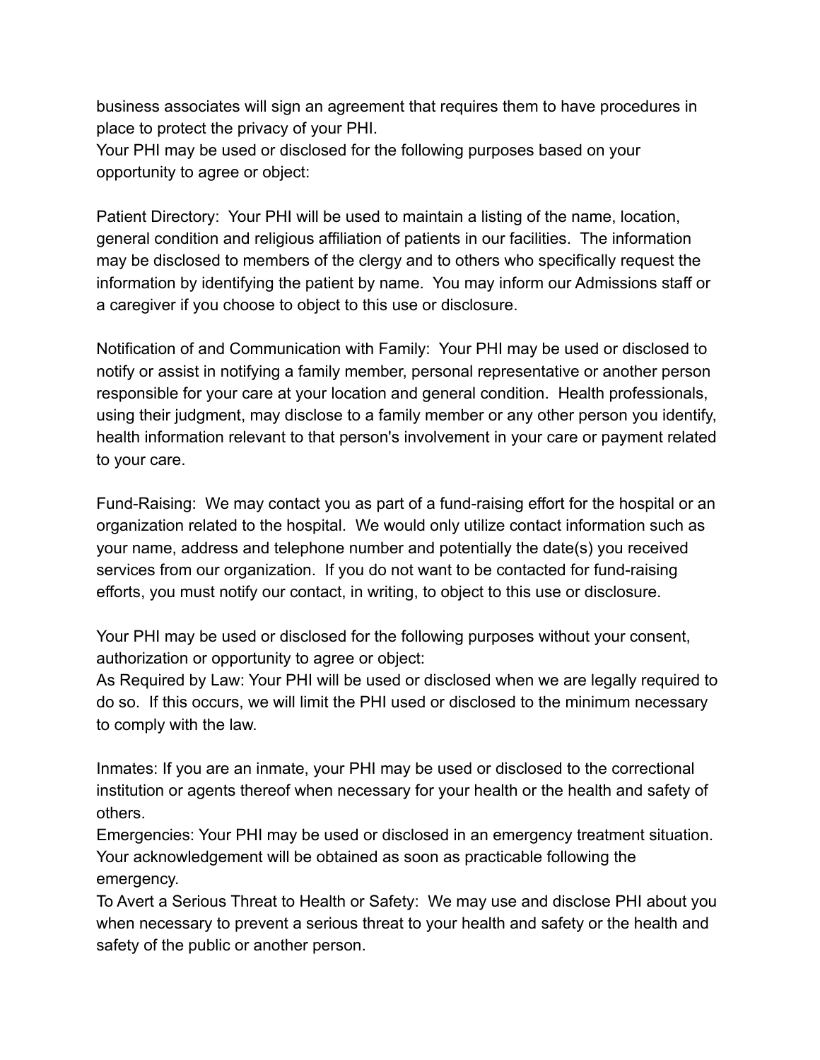business associates will sign an agreement that requires them to have procedures in place to protect the privacy of your PHI.

Your PHI may be used or disclosed for the following purposes based on your opportunity to agree or object:

Patient Directory:  Your PHI will be used to maintain a listing of the name, location, general condition and religious affiliation of patients in our facilities.  The information may be disclosed to members of the clergy and to others who specifically request the information by identifying the patient by name.  You may inform our Admissions staff or a caregiver if you choose to object to this use or disclosure.

Notification of and Communication with Family:  Your PHI may be used or disclosed to notify or assist in notifying a family member, personal representative or another person responsible for your care at your location and general condition.  Health professionals, using their judgment, may disclose to a family member or any other person you identify, health information relevant to that person's involvement in your care or payment related to your care.

Fund-Raising:  We may contact you as part of a fund-raising effort for the hospital or an organization related to the hospital.  We would only utilize contact information such as your name, address and telephone number and potentially the date(s) you received services from our organization.  If you do not want to be contacted for fund-raising efforts, you must notify our contact, in writing, to object to this use or disclosure.

Your PHI may be used or disclosed for the following purposes without your consent, authorization or opportunity to agree or object:

As Required by Law: Your PHI will be used or disclosed when we are legally required to do so.  If this occurs, we will limit the PHI used or disclosed to the minimum necessary to comply with the law.

Inmates: If you are an inmate, your PHI may be used or disclosed to the correctional institution or agents thereof when necessary for your health or the health and safety of others.

Emergencies: Your PHI may be used or disclosed in an emergency treatment situation. Your acknowledgement will be obtained as soon as practicable following the emergency.

To Avert a Serious Threat to Health or Safety:  We may use and disclose PHI about you when necessary to prevent a serious threat to your health and safety or the health and safety of the public or another person.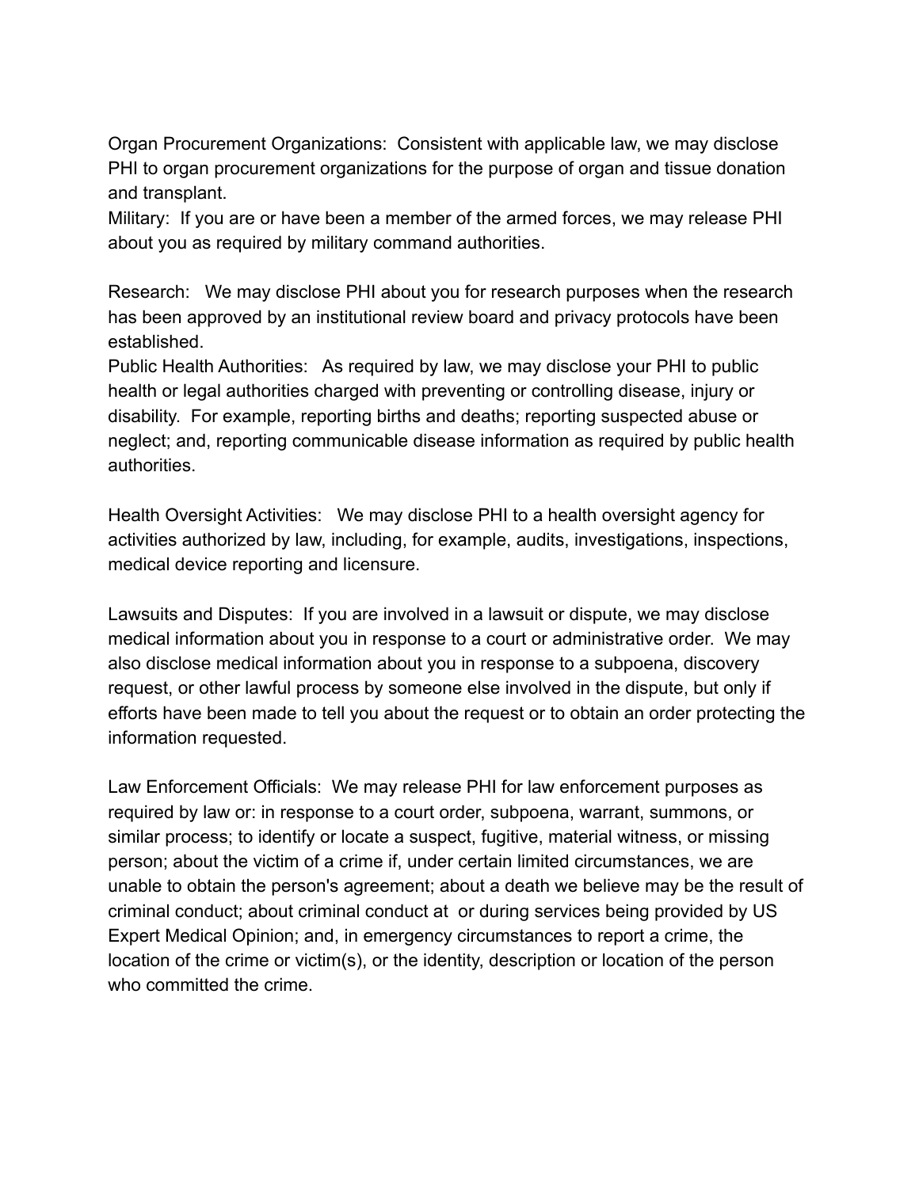Organ Procurement Organizations: Consistent with applicable law, we may disclose PHI to organ procurement organizations for the purpose of organ and tissue donation and transplant.

Military: If you are or have been a member of the armed forces, we may release PHI about you as required by military command authorities.

Research: We may disclose PHI about you for research purposes when the research has been approved by an institutional review board and privacy protocols have been established.

Public Health Authorities: As required by law, we may disclose your PHI to public health or legal authorities charged with preventing or controlling disease, injury or disability. For example, reporting births and deaths; reporting suspected abuse or neglect; and, reporting communicable disease information as required by public health authorities.

Health Oversight Activities: We may disclose PHI to a health oversight agency for activities authorized by law, including, for example, audits, investigations, inspections, medical device reporting and licensure.

Lawsuits and Disputes: If you are involved in a lawsuit or dispute, we may disclose medical information about you in response to a court or administrative order. We may also disclose medical information about you in response to a subpoena, discovery request, or other lawful process by someone else involved in the dispute, but only if efforts have been made to tell you about the request or to obtain an order protecting the information requested.

Law Enforcement Officials: We may release PHI for law enforcement purposes as required by law or: in response to a court order, subpoena, warrant, summons, or similar process; to identify or locate a suspect, fugitive, material witness, or missing person; about the victim of a crime if, under certain limited circumstances, we are unable to obtain the person's agreement; about a death we believe may be the result of criminal conduct; about criminal conduct at or during services being provided by US Expert Medical Opinion; and, in emergency circumstances to report a crime, the location of the crime or victim(s), or the identity, description or location of the person who committed the crime.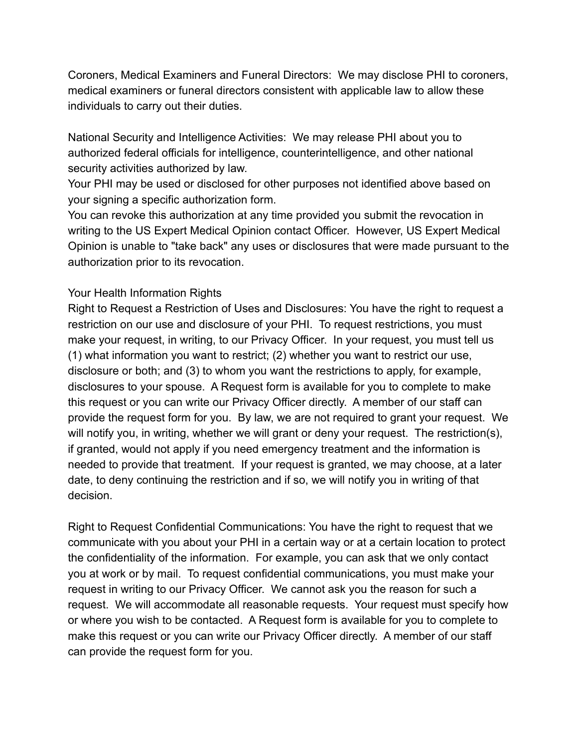Coroners, Medical Examiners and Funeral Directors: We may disclose PHI to coroners, medical examiners or funeral directors consistent with applicable law to allow these individuals to carry out their duties.

National Security and Intelligence Activities: We may release PHI about you to authorized federal officials for intelligence, counterintelligence, and other national security activities authorized by law.

Your PHI may be used or disclosed for other purposes not identified above based on your signing a specific authorization form.

You can revoke this authorization at any time provided you submit the revocation in writing to the US Expert Medical Opinion contact Officer. However, US Expert Medical Opinion is unable to "take back" any uses or disclosures that were made pursuant to the authorization prior to its revocation.

## Your Health Information Rights

Right to Request a Restriction of Uses and Disclosures: You have the right to request a restriction on our use and disclosure of your PHI. To request restrictions, you must make your request, in writing, to our Privacy Officer. In your request, you must tell us (1) what information you want to restrict; (2) whether you want to restrict our use, disclosure or both; and (3) to whom you want the restrictions to apply, for example, disclosures to your spouse. A Request form is available for you to complete to make this request or you can write our Privacy Officer directly. A member of our staff can provide the request form for you. By law, we are not required to grant your request. We will notify you, in writing, whether we will grant or deny your request. The restriction(s), if granted, would not apply if you need emergency treatment and the information is needed to provide that treatment. If your request is granted, we may choose, at a later date, to deny continuing the restriction and if so, we will notify you in writing of that decision.

Right to Request Confidential Communications: You have the right to request that we communicate with you about your PHI in a certain way or at a certain location to protect the confidentiality of the information. For example, you can ask that we only contact you at work or by mail. To request confidential communications, you must make your request in writing to our Privacy Officer. We cannot ask you the reason for such a request. We will accommodate all reasonable requests. Your request must specify how or where you wish to be contacted. A Request form is available for you to complete to make this request or you can write our Privacy Officer directly. A member of our staff can provide the request form for you.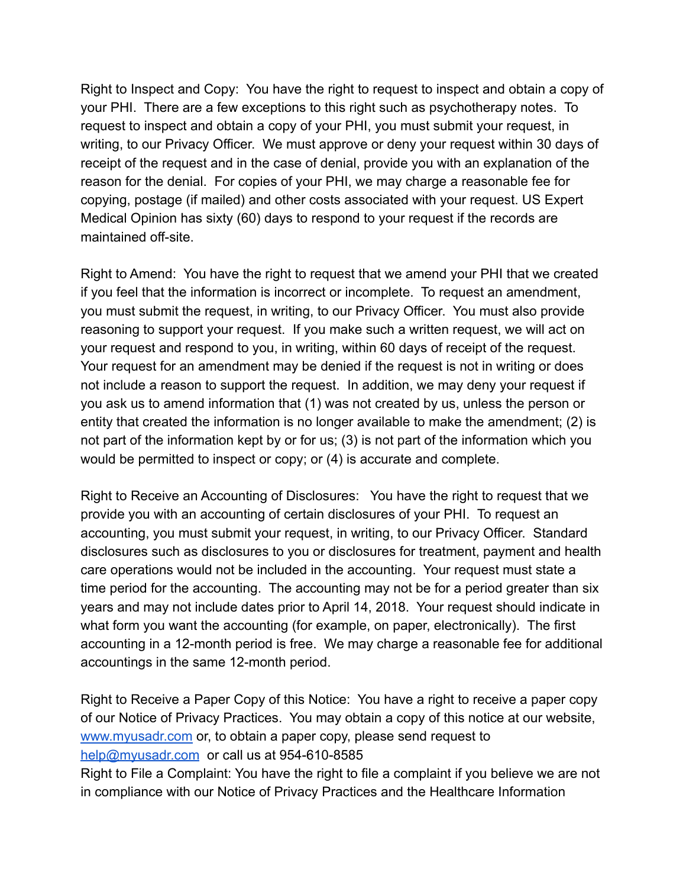Right to Inspect and Copy: You have the right to request to inspect and obtain a copy of your PHI. There are a few exceptions to this right such as psychotherapy notes. To request to inspect and obtain a copy of your PHI, you must submit your request, in writing, to our Privacy Officer. We must approve or deny your request within 30 days of receipt of the request and in the case of denial, provide you with an explanation of the reason for the denial. For copies of your PHI, we may charge a reasonable fee for copying, postage (if mailed) and other costs associated with your request. US Expert Medical Opinion has sixty (60) days to respond to your request if the records are maintained off-site.

Right to Amend: You have the right to request that we amend your PHI that we created if you feel that the information is incorrect or incomplete. To request an amendment, you must submit the request, in writing, to our Privacy Officer. You must also provide reasoning to support your request. If you make such a written request, we will act on your request and respond to you, in writing, within 60 days of receipt of the request. Your request for an amendment may be denied if the request is not in writing or does not include a reason to support the request. In addition, we may deny your request if you ask us to amend information that (1) was not created by us, unless the person or entity that created the information is no longer available to make the amendment; (2) is not part of the information kept by or for us; (3) is not part of the information which you would be permitted to inspect or copy; or (4) is accurate and complete.

Right to Receive an Accounting of Disclosures: You have the right to request that we provide you with an accounting of certain disclosures of your PHI. To request an accounting, you must submit your request, in writing, to our Privacy Officer. Standard disclosures such as disclosures to you or disclosures for treatment, payment and health care operations would not be included in the accounting. Your request must state a time period for the accounting. The accounting may not be for a period greater than six years and may not include dates prior to April 14, 2018. Your request should indicate in what form you want the accounting (for example, on paper, electronically). The first accounting in a 12-month period is free. We may charge a reasonable fee for additional accountings in the same 12-month period.

Right to Receive a Paper Copy of this Notice: You have a right to receive a paper copy of our Notice of Privacy Practices. You may obtain a copy of this notice at our website, [www.myusadr.com](http://www.myusadr.com) or, to obtain a paper copy, please send request to [help@myusadr.com](mailto:help@myusadr.com) or call us at 954-610-8585

Right to File a Complaint: You have the right to file a complaint if you believe we are not in compliance with our Notice of Privacy Practices and the Healthcare Information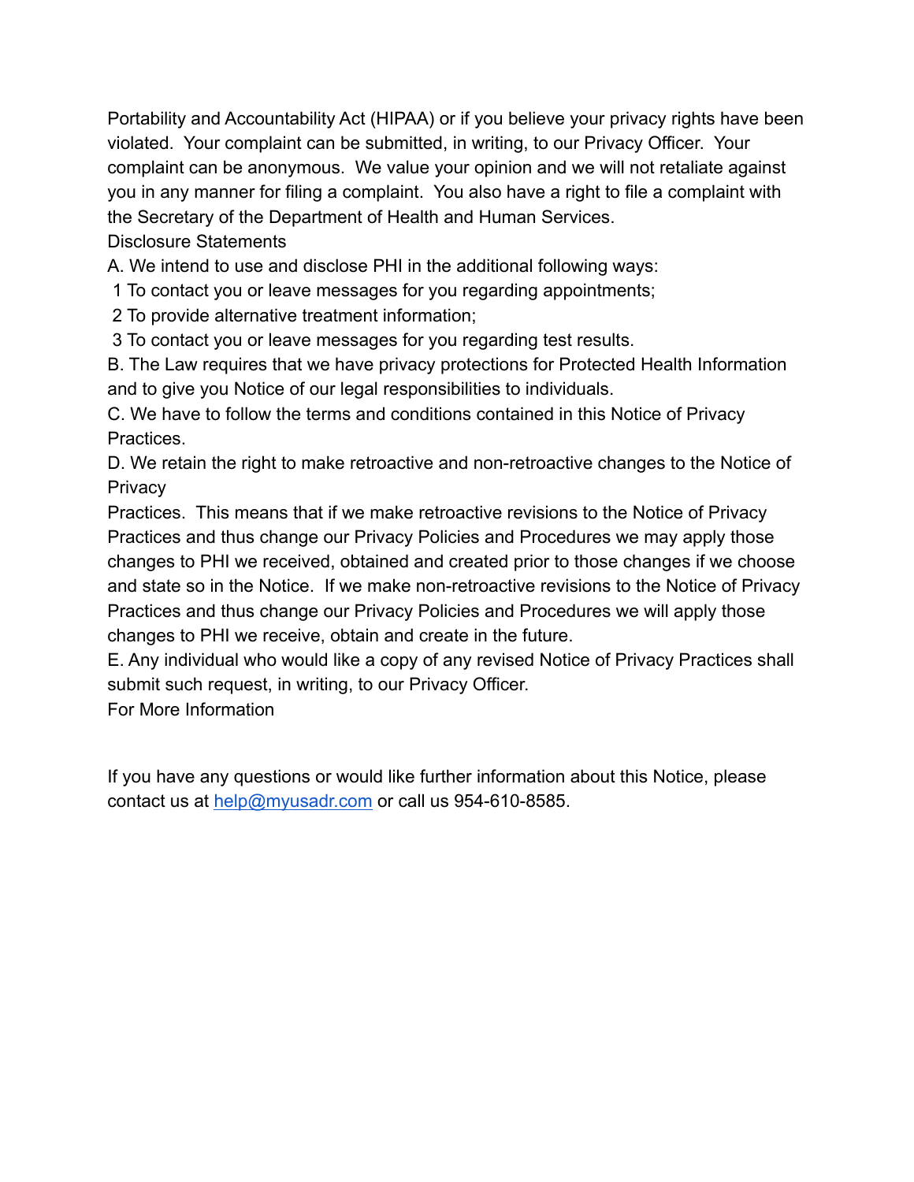Portability and Accountability Act (HIPAA) or if you believe your privacy rights have been violated. Your complaint can be submitted, in writing, to our Privacy Officer. Your complaint can be anonymous. We value your opinion and we will not retaliate against you in any manner for filing a complaint. You also have a right to file a complaint with the Secretary of the Department of Health and Human Services.

Disclosure Statements

A. We intend to use and disclose PHI in the additional following ways:

1 To contact you or leave messages for you regarding appointments;

2 To provide alternative treatment information;

3 To contact you or leave messages for you regarding test results.

B. The Law requires that we have privacy protections for Protected Health Information and to give you Notice of our legal responsibilities to individuals.

C. We have to follow the terms and conditions contained in this Notice of Privacy Practices.

D. We retain the right to make retroactive and non-retroactive changes to the Notice of Privacy Practices. This means that if we make retroactive revisions to the Notice of Privacy Practices and thus change our Privacy Policies and Procedures we may apply those changes to PHI we received, obtained and created prior to those changes if we choose and state so in the Notice. If we make non-retroactive revisions to the Notice of Privacy Practices and thus change our Privacy Policies and Procedures we will apply those changes to PHI we receive, obtain and create in the future.

E. Any individual who would like a copy of any revised Notice of Privacy Practices shall submit such request, in writing, to our Privacy Officer.

For More Information

If you have any questions or would like further information about this Notice, please contact us at help@myusadr.com or call us 954-610-8585.